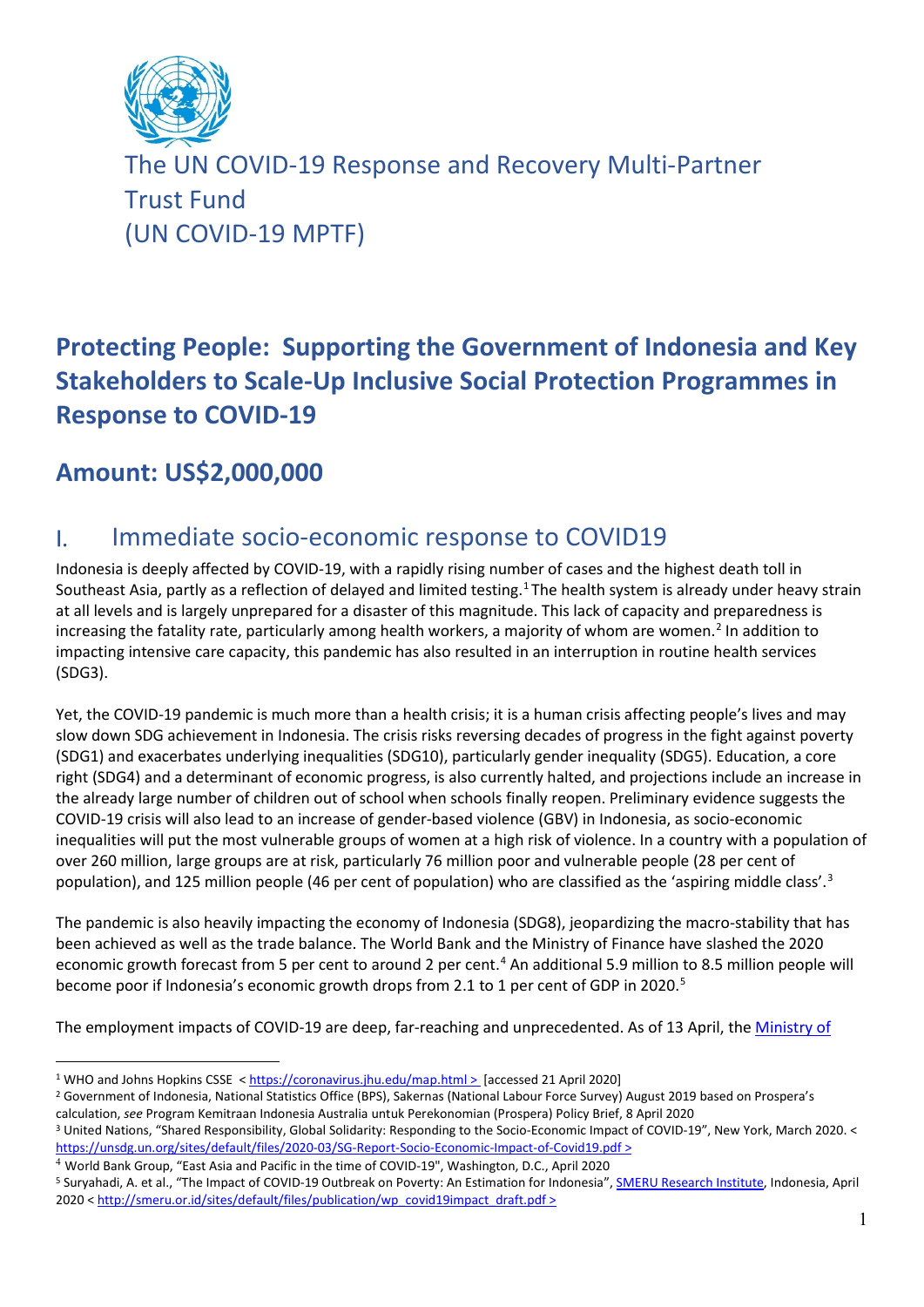# The UN COVID-19 Response and Recovery Multi-Partner Trust Fund (UN COVID-19 MPTF)

## Protecting People: Supporting the Government of Indonesia and Key Stakeholders to Scale-Up Inclusive Social Protection Programmes in Response to COVID-19

## Amount: US$2,000,000

## I. Immediate socio-economic response to COVID19

Indonesia is deeply affected by COVID-19, with a rapidly rising number of cases and the highest death toll in Southeast Asia, partly as a reflection of delayed and limited testing.[1] The health system is already under heavy strain at all levels and is largely unprepared for a disaster of this magnitude. This lack of capacity and preparedness is increasing the fatality rate, particularly among health workers, a majority of whom are women.[2] In addition to impacting intensive care capacity, this pandemic has also resulted in an interruption in routine health services (SDG3).

Yet, the COVID-19 pandemic is much more than a health crisis; it is a human crisis affecting people's lives and may slow down SDG achievement in Indonesia. The crisis risks reversing decades of progress in the fight against poverty (SDG1) and exacerbates underlying inequalities (SDG10), particularly gender inequality (SDG5). Education, a core right (SDG4) and a determinant of economic progress, is also currently halted, and projections include an increase in the already large number of children out of school when schools finally reopen. Preliminary evidence suggests the COVID-19 crisis will also lead to an increase of gender-based violence (GBV) in Indonesia, as socio-economic inequalities will put the most vulnerable groups of women at a high risk of violence. In a country with a population of over 260 million, large groups are at risk, particularly 76 million poor and vulnerable people (28 per cent of population), and 125 million people (46 per cent of population) who are classified as the 'aspiring middle class'.[3]

The pandemic is also heavily impacting the economy of Indonesia (SDG8), jeopardizing the macro-stability that has been achieved as well as the trade balance. The World Bank and the Ministry of Finance have slashed the 2020 economic growth forecast from 5 per cent to around 2 per cent.[4] An additional 5.9 million to 8.5 million people will become poor if Indonesia's economic growth drops from 2.1 to 1 per cent of GDP in 2020.[5]

The employment impacts of COVID-19 are deep, far-reaching and unprecedented. As of 13 April, the Ministry of

---

[1] WHO and Johns Hopkins CSSE < https://coronavirus.jhu.edu/map.html > [accessed 21 April 2020]

[2] Government of Indonesia, National Statistics Office (BPS), Sakernas (National Labour Force Survey) August 2019 based on Prospera's calculation, *see* Program Kemitraan Indonesia Australia untuk Perekonomian (Prospera) Policy Brief, 8 April 2020

[3] United Nations, "Shared Responsibility, Global Solidarity: Responding to the Socio-Economic Impact of COVID-19", New York, March 2020. < https://unsdg.un.org/sites/default/files/2020-03/SG-Report-Socio-Economic-Impact-of-Covid19.pdf >

[4] World Bank Group, "East Asia and Pacific in the time of COVID-19", Washington, D.C., April 2020

[5] Suryahadi, A. et al., "The Impact of COVID-19 Outbreak on Poverty: An Estimation for Indonesia", SMERU Research Institute, Indonesia, April 2020 < http://smeru.or.id/sites/default/files/publication/wp_covid19impact_draft.pdf >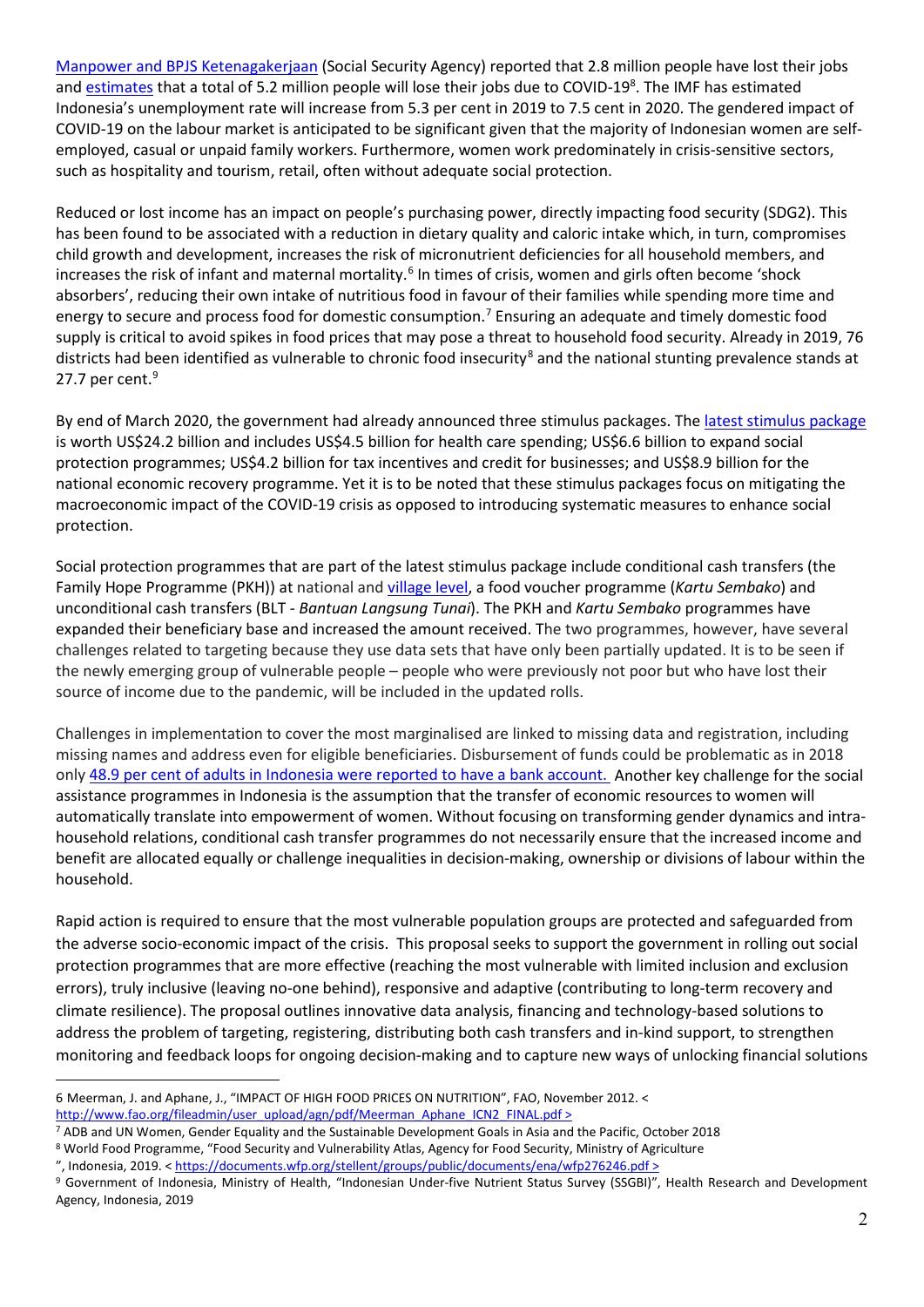[Manpower and BPJS Ketenagakerjaan](#) (Social Security Agency) reported that 2.8 million people have lost their jobs and [estimates](#) that a total of 5.2 million people will lose their jobs due to COVID-19[8]. The IMF has estimated Indonesia's unemployment rate will increase from 5.3 per cent in 2019 to 7.5 cent in 2020. The gendered impact of COVID-19 on the labour market is anticipated to be significant given that the majority of Indonesian women are self-employed, casual or unpaid family workers. Furthermore, women work predominately in crisis-sensitive sectors, such as hospitality and tourism, retail, often without adequate social protection.

Reduced or lost income has an impact on people's purchasing power, directly impacting food security (SDG2). This has been found to be associated with a reduction in dietary quality and caloric intake which, in turn, compromises child growth and development, increases the risk of micronutrient deficiencies for all household members, and increases the risk of infant and maternal mortality.[6] In times of crisis, women and girls often become 'shock absorbers', reducing their own intake of nutritious food in favour of their families while spending more time and energy to secure and process food for domestic consumption.[7] Ensuring an adequate and timely domestic food supply is critical to avoid spikes in food prices that may pose a threat to household food security. Already in 2019, 76 districts had been identified as vulnerable to chronic food insecurity[8] and the national stunting prevalence stands at 27.7 per cent.[9]

By end of March 2020, the government had already announced three stimulus packages. The [latest stimulus package](#) is worth US$24.2 billion and includes US$4.5 billion for health care spending; US$6.6 billion to expand social protection programmes; US$4.2 billion for tax incentives and credit for businesses; and US$8.9 billion for the national economic recovery programme. Yet it is to be noted that these stimulus packages focus on mitigating the macroeconomic impact of the COVID-19 crisis as opposed to introducing systematic measures to enhance social protection.

Social protection programmes that are part of the latest stimulus package include conditional cash transfers (the Family Hope Programme (PKH)) at national and [village level](#), a food voucher programme (*Kartu Sembako*) and unconditional cash transfers (BLT - *Bantuan Langsung Tunai*). The PKH and *Kartu Sembako* programmes have expanded their beneficiary base and increased the amount received. The two programmes, however, have several challenges related to targeting because they use data sets that have only been partially updated. It is to be seen if the newly emerging group of vulnerable people – people who were previously not poor but who have lost their source of income due to the pandemic, will be included in the updated rolls.

Challenges in implementation to cover the most marginalised are linked to missing data and registration, including missing names and address even for eligible beneficiaries. Disbursement of funds could be problematic as in 2018 only [48.9 per cent of adults in Indonesia were reported to have a bank account.](#) Another key challenge for the social assistance programmes in Indonesia is the assumption that the transfer of economic resources to women will automatically translate into empowerment of women. Without focusing on transforming gender dynamics and intra-household relations, conditional cash transfer programmes do not necessarily ensure that the increased income and benefit are allocated equally or challenge inequalities in decision-making, ownership or divisions of labour within the household.

Rapid action is required to ensure that the most vulnerable population groups are protected and safeguarded from the adverse socio-economic impact of the crisis. This proposal seeks to support the government in rolling out social protection programmes that are more effective (reaching the most vulnerable with limited inclusion and exclusion errors), truly inclusive (leaving no-one behind), responsive and adaptive (contributing to long-term recovery and climate resilience). The proposal outlines innovative data analysis, financing and technology-based solutions to address the problem of targeting, registering, distributing both cash transfers and in-kind support, to strengthen monitoring and feedback loops for ongoing decision-making and to capture new ways of unlocking financial solutions

---

6 Meerman, J. and Aphane, J., "IMPACT OF HIGH FOOD PRICES ON NUTRITION", FAO, November 2012. < http://www.fao.org/fileadmin/user_upload/agn/pdf/Meerman_Aphane_ICN2_FINAL.pdf >

7 ADB and UN Women, Gender Equality and the Sustainable Development Goals in Asia and the Pacific, October 2018

8 World Food Programme, "Food Security and Vulnerability Atlas, Agency for Food Security, Ministry of Agriculture ", Indonesia, 2019. < https://documents.wfp.org/stellent/groups/public/documents/ena/wfp276246.pdf >

9 Government of Indonesia, Ministry of Health, "Indonesian Under-five Nutrient Status Survey (SSGBI)", Health Research and Development Agency, Indonesia, 2019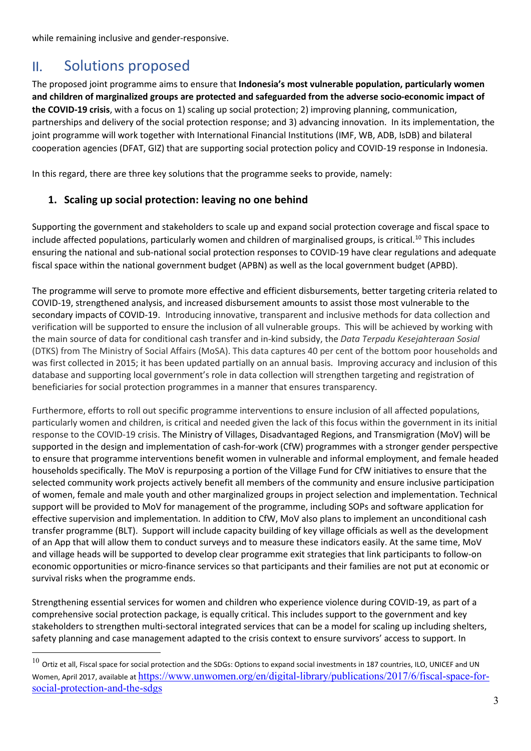while remaining inclusive and gender-responsive.

## II. Solutions proposed

The proposed joint programme aims to ensure that **Indonesia's most vulnerable population, particularly women and children of marginalized groups are protected and safeguarded from the adverse socio-economic impact of the COVID-19 crisis**, with a focus on 1) scaling up social protection; 2) improving planning, communication, partnerships and delivery of the social protection response; and 3) advancing innovation. In its implementation, the joint programme will work together with International Financial Institutions (IMF, WB, ADB, IsDB) and bilateral cooperation agencies (DFAT, GIZ) that are supporting social protection policy and COVID-19 response in Indonesia.

In this regard, there are three key solutions that the programme seeks to provide, namely:

### 1. Scaling up social protection: leaving no one behind

Supporting the government and stakeholders to scale up and expand social protection coverage and fiscal space to include affected populations, particularly women and children of marginalised groups, is critical.[10] This includes ensuring the national and sub-national social protection responses to COVID-19 have clear regulations and adequate fiscal space within the national government budget (APBN) as well as the local government budget (APBD).

The programme will serve to promote more effective and efficient disbursements, better targeting criteria related to COVID-19, strengthened analysis, and increased disbursement amounts to assist those most vulnerable to the secondary impacts of COVID-19. Introducing innovative, transparent and inclusive methods for data collection and verification will be supported to ensure the inclusion of all vulnerable groups. This will be achieved by working with the main source of data for conditional cash transfer and in-kind subsidy, the *Data Terpadu Kesejahteraan Sosial* (DTKS) from The Ministry of Social Affairs (MoSA). This data captures 40 per cent of the bottom poor households and was first collected in 2015; it has been updated partially on an annual basis. Improving accuracy and inclusion of this database and supporting local government's role in data collection will strengthen targeting and registration of beneficiaries for social protection programmes in a manner that ensures transparency.

Furthermore, efforts to roll out specific programme interventions to ensure inclusion of all affected populations, particularly women and children, is critical and needed given the lack of this focus within the government in its initial response to the COVID-19 crisis. The Ministry of Villages, Disadvantaged Regions, and Transmigration (MoV) will be supported in the design and implementation of cash-for-work (CfW) programmes with a stronger gender perspective to ensure that programme interventions benefit women in vulnerable and informal employment, and female headed households specifically. The MoV is repurposing a portion of the Village Fund for CfW initiatives to ensure that the selected community work projects actively benefit all members of the community and ensure inclusive participation of women, female and male youth and other marginalized groups in project selection and implementation. Technical support will be provided to MoV for management of the programme, including SOPs and software application for effective supervision and implementation. In addition to CfW, MoV also plans to implement an unconditional cash transfer programme (BLT). Support will include capacity building of key village officials as well as the development of an App that will allow them to conduct surveys and to measure these indicators easily. At the same time, MoV and village heads will be supported to develop clear programme exit strategies that link participants to follow-on economic opportunities or micro-finance services so that participants and their families are not put at economic or survival risks when the programme ends.

Strengthening essential services for women and children who experience violence during COVID-19, as part of a comprehensive social protection package, is equally critical. This includes support to the government and key stakeholders to strengthen multi-sectoral integrated services that can be a model for scaling up including shelters, safety planning and case management adapted to the crisis context to ensure survivors' access to support. In

---

[10] Ortiz et all, Fiscal space for social protection and the SDGs: Options to expand social investments in 187 countries, ILO, UNICEF and UN Women, April 2017, available at https://www.unwomen.org/en/digital-library/publications/2017/6/fiscal-space-for-social-protection-and-the-sdgs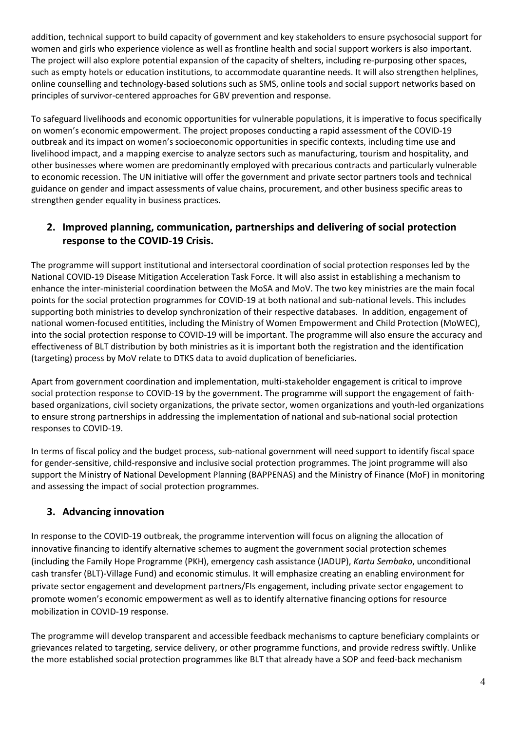addition, technical support to build capacity of government and key stakeholders to ensure psychosocial support for women and girls who experience violence as well as frontline health and social support workers is also important. The project will also explore potential expansion of the capacity of shelters, including re-purposing other spaces, such as empty hotels or education institutions, to accommodate quarantine needs. It will also strengthen helplines, online counselling and technology-based solutions such as SMS, online tools and social support networks based on principles of survivor-centered approaches for GBV prevention and response.

To safeguard livelihoods and economic opportunities for vulnerable populations, it is imperative to focus specifically on women's economic empowerment. The project proposes conducting a rapid assessment of the COVID-19 outbreak and its impact on women's socioeconomic opportunities in specific contexts, including time use and livelihood impact, and a mapping exercise to analyze sectors such as manufacturing, tourism and hospitality, and other businesses where women are predominantly employed with precarious contracts and particularly vulnerable to economic recession. The UN initiative will offer the government and private sector partners tools and technical guidance on gender and impact assessments of value chains, procurement, and other business specific areas to strengthen gender equality in business practices.

## 2. Improved planning, communication, partnerships and delivering of social protection response to the COVID-19 Crisis.

The programme will support institutional and intersectoral coordination of social protection responses led by the National COVID-19 Disease Mitigation Acceleration Task Force. It will also assist in establishing a mechanism to enhance the inter-ministerial coordination between the MoSA and MoV. The two key ministries are the main focal points for the social protection programmes for COVID-19 at both national and sub-national levels. This includes supporting both ministries to develop synchronization of their respective databases. In addition, engagement of national women-focused entitities, including the Ministry of Women Empowerment and Child Protection (MoWEC), into the social protection response to COVID-19 will be important. The programme will also ensure the accuracy and effectiveness of BLT distribution by both ministries as it is important both the registration and the identification (targeting) process by MoV relate to DTKS data to avoid duplication of beneficiaries.

Apart from government coordination and implementation, multi-stakeholder engagement is critical to improve social protection response to COVID-19 by the government. The programme will support the engagement of faith-based organizations, civil society organizations, the private sector, women organizations and youth-led organizations to ensure strong partnerships in addressing the implementation of national and sub-national social protection responses to COVID-19.

In terms of fiscal policy and the budget process, sub-national government will need support to identify fiscal space for gender-sensitive, child-responsive and inclusive social protection programmes. The joint programme will also support the Ministry of National Development Planning (BAPPENAS) and the Ministry of Finance (MoF) in monitoring and assessing the impact of social protection programmes.

## 3. Advancing innovation

In response to the COVID-19 outbreak, the programme intervention will focus on aligning the allocation of innovative financing to identify alternative schemes to augment the government social protection schemes (including the Family Hope Programme (PKH), emergency cash assistance (JADUP), *Kartu Sembako*, unconditional cash transfer (BLT)-Village Fund) and economic stimulus. It will emphasize creating an enabling environment for private sector engagement and development partners/FIs engagement, including private sector engagement to promote women's economic empowerment as well as to identify alternative financing options for resource mobilization in COVID-19 response.

The programme will develop transparent and accessible feedback mechanisms to capture beneficiary complaints or grievances related to targeting, service delivery, or other programme functions, and provide redress swiftly. Unlike the more established social protection programmes like BLT that already have a SOP and feed-back mechanism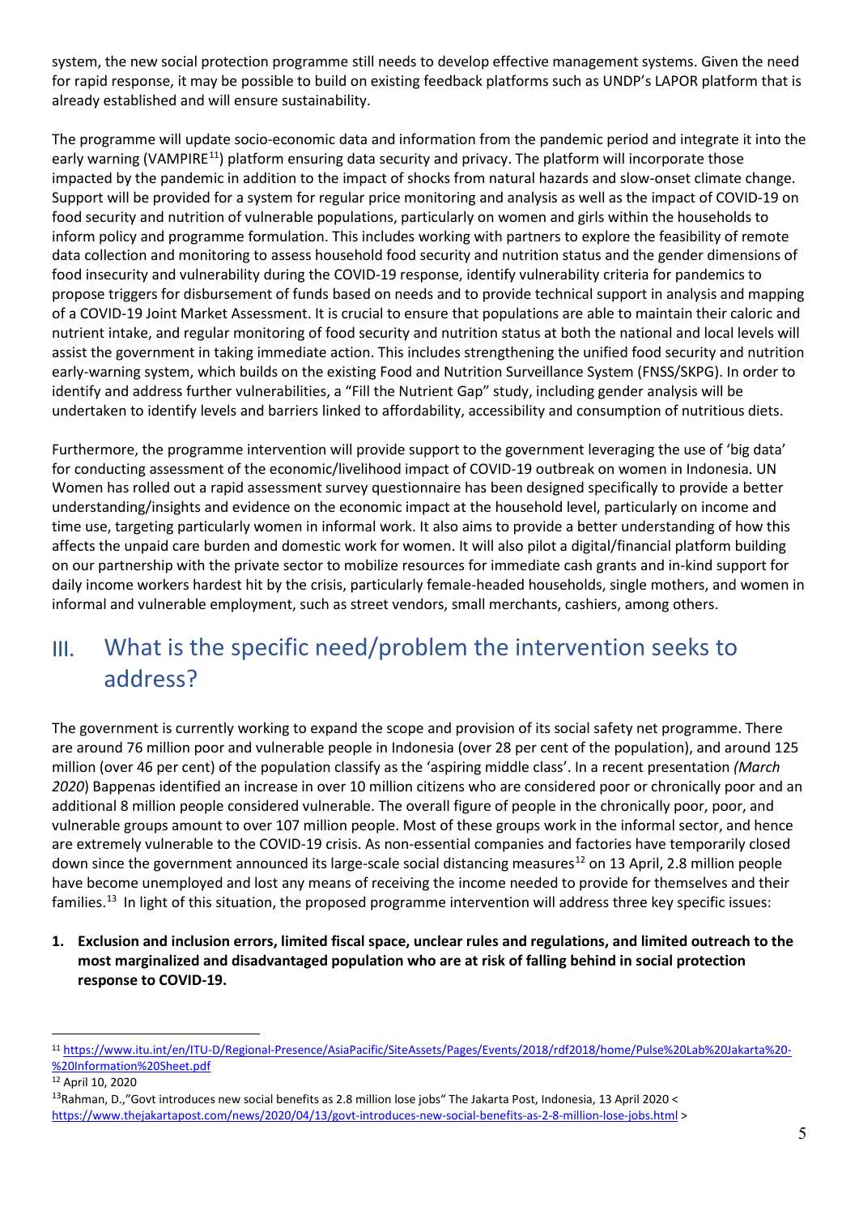system, the new social protection programme still needs to develop effective management systems. Given the need for rapid response, it may be possible to build on existing feedback platforms such as UNDP's LAPOR platform that is already established and will ensure sustainability.

The programme will update socio-economic data and information from the pandemic period and integrate it into the early warning (VAMPIRE[11]) platform ensuring data security and privacy. The platform will incorporate those impacted by the pandemic in addition to the impact of shocks from natural hazards and slow-onset climate change. Support will be provided for a system for regular price monitoring and analysis as well as the impact of COVID-19 on food security and nutrition of vulnerable populations, particularly on women and girls within the households to inform policy and programme formulation. This includes working with partners to explore the feasibility of remote data collection and monitoring to assess household food security and nutrition status and the gender dimensions of food insecurity and vulnerability during the COVID-19 response, identify vulnerability criteria for pandemics to propose triggers for disbursement of funds based on needs and to provide technical support in analysis and mapping of a COVID-19 Joint Market Assessment. It is crucial to ensure that populations are able to maintain their caloric and nutrient intake, and regular monitoring of food security and nutrition status at both the national and local levels will assist the government in taking immediate action. This includes strengthening the unified food security and nutrition early-warning system, which builds on the existing Food and Nutrition Surveillance System (FNSS/SKPG). In order to identify and address further vulnerabilities, a "Fill the Nutrient Gap" study, including gender analysis will be undertaken to identify levels and barriers linked to affordability, accessibility and consumption of nutritious diets.

Furthermore, the programme intervention will provide support to the government leveraging the use of 'big data' for conducting assessment of the economic/livelihood impact of COVID-19 outbreak on women in Indonesia. UN Women has rolled out a rapid assessment survey questionnaire has been designed specifically to provide a better understanding/insights and evidence on the economic impact at the household level, particularly on income and time use, targeting particularly women in informal work. It also aims to provide a better understanding of how this affects the unpaid care burden and domestic work for women. It will also pilot a digital/financial platform building on our partnership with the private sector to mobilize resources for immediate cash grants and in-kind support for daily income workers hardest hit by the crisis, particularly female-headed households, single mothers, and women in informal and vulnerable employment, such as street vendors, small merchants, cashiers, among others.

## III. What is the specific need/problem the intervention seeks to address?

The government is currently working to expand the scope and provision of its social safety net programme. There are around 76 million poor and vulnerable people in Indonesia (over 28 per cent of the population), and around 125 million (over 46 per cent) of the population classify as the 'aspiring middle class'. In a recent presentation *(March 2020*) Bappenas identified an increase in over 10 million citizens who are considered poor or chronically poor and an additional 8 million people considered vulnerable. The overall figure of people in the chronically poor, poor, and vulnerable groups amount to over 107 million people. Most of these groups work in the informal sector, and hence are extremely vulnerable to the COVID-19 crisis. As non-essential companies and factories have temporarily closed down since the government announced its large-scale social distancing measures[12] on 13 April, 2.8 million people have become unemployed and lost any means of receiving the income needed to provide for themselves and their families.[13] In light of this situation, the proposed programme intervention will address three key specific issues:

1. **Exclusion and inclusion errors, limited fiscal space, unclear rules and regulations, and limited outreach to the most marginalized and disadvantaged population who are at risk of falling behind in social protection response to COVID-19.**

---

[11] https://www.itu.int/en/ITU-D/Regional-Presence/AsiaPacific/SiteAssets/Pages/Events/2018/rdf2018/home/Pulse%20Lab%20Jakarta%20-%20Information%20Sheet.pdf

[12] April 10, 2020

[13] Rahman, D.,"Govt introduces new social benefits as 2.8 million lose jobs" The Jakarta Post, Indonesia, 13 April 2020 < https://www.thejakartapost.com/news/2020/04/13/govt-introduces-new-social-benefits-as-2-8-million-lose-jobs.html >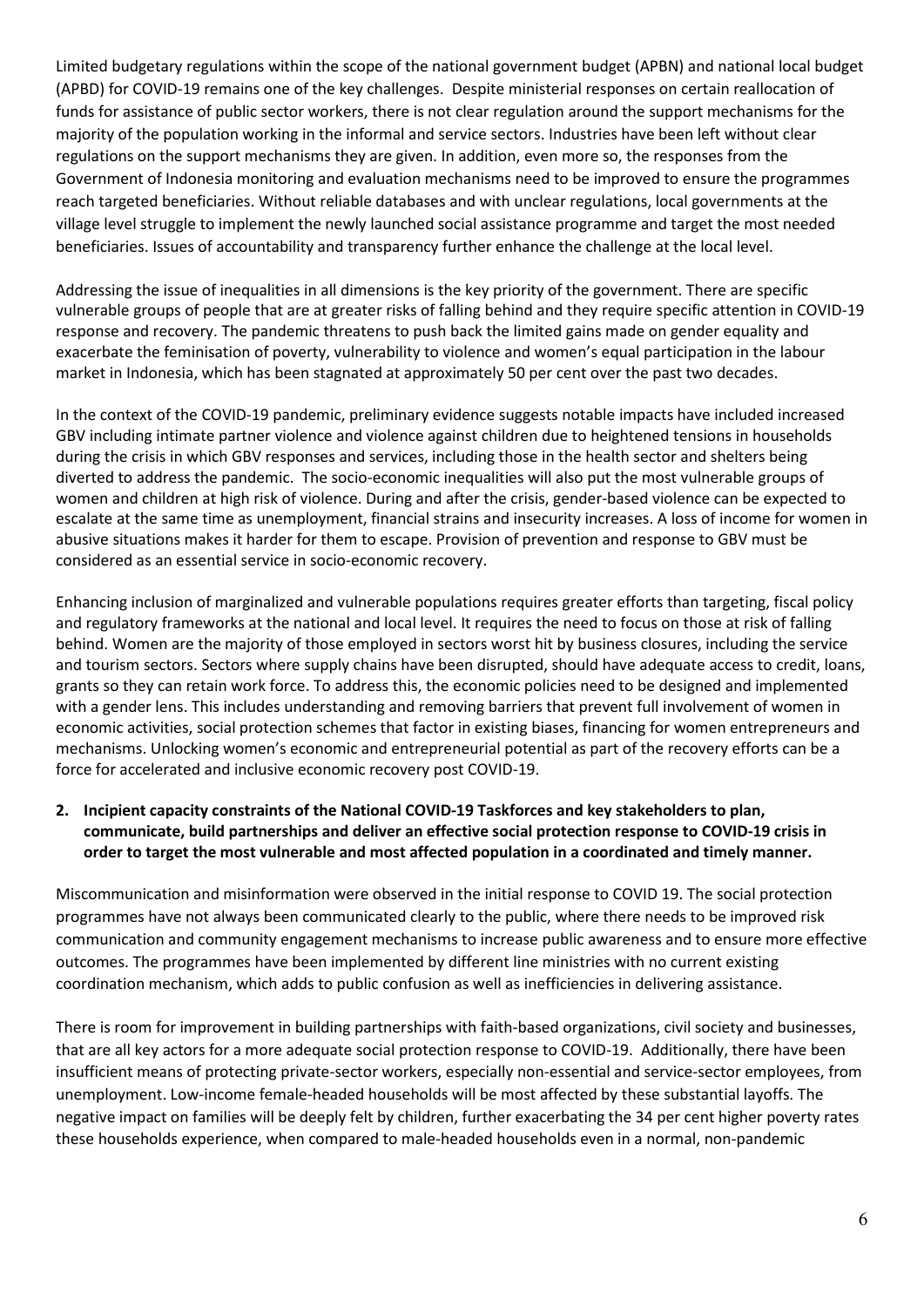Limited budgetary regulations within the scope of the national government budget (APBN) and national local budget (APBD) for COVID-19 remains one of the key challenges. Despite ministerial responses on certain reallocation of funds for assistance of public sector workers, there is not clear regulation around the support mechanisms for the majority of the population working in the informal and service sectors. Industries have been left without clear regulations on the support mechanisms they are given. In addition, even more so, the responses from the Government of Indonesia monitoring and evaluation mechanisms need to be improved to ensure the programmes reach targeted beneficiaries. Without reliable databases and with unclear regulations, local governments at the village level struggle to implement the newly launched social assistance programme and target the most needed beneficiaries. Issues of accountability and transparency further enhance the challenge at the local level.

Addressing the issue of inequalities in all dimensions is the key priority of the government. There are specific vulnerable groups of people that are at greater risks of falling behind and they require specific attention in COVID-19 response and recovery. The pandemic threatens to push back the limited gains made on gender equality and exacerbate the feminisation of poverty, vulnerability to violence and women's equal participation in the labour market in Indonesia, which has been stagnated at approximately 50 per cent over the past two decades.

In the context of the COVID-19 pandemic, preliminary evidence suggests notable impacts have included increased GBV including intimate partner violence and violence against children due to heightened tensions in households during the crisis in which GBV responses and services, including those in the health sector and shelters being diverted to address the pandemic. The socio-economic inequalities will also put the most vulnerable groups of women and children at high risk of violence. During and after the crisis, gender-based violence can be expected to escalate at the same time as unemployment, financial strains and insecurity increases. A loss of income for women in abusive situations makes it harder for them to escape. Provision of prevention and response to GBV must be considered as an essential service in socio-economic recovery.

Enhancing inclusion of marginalized and vulnerable populations requires greater efforts than targeting, fiscal policy and regulatory frameworks at the national and local level. It requires the need to focus on those at risk of falling behind. Women are the majority of those employed in sectors worst hit by business closures, including the service and tourism sectors. Sectors where supply chains have been disrupted, should have adequate access to credit, loans, grants so they can retain work force. To address this, the economic policies need to be designed and implemented with a gender lens. This includes understanding and removing barriers that prevent full involvement of women in economic activities, social protection schemes that factor in existing biases, financing for women entrepreneurs and mechanisms. Unlocking women's economic and entrepreneurial potential as part of the recovery efforts can be a force for accelerated and inclusive economic recovery post COVID-19.

**2. Incipient capacity constraints of the National COVID-19 Taskforces and key stakeholders to plan, communicate, build partnerships and deliver an effective social protection response to COVID-19 crisis in order to target the most vulnerable and most affected population in a coordinated and timely manner.**

Miscommunication and misinformation were observed in the initial response to COVID 19. The social protection programmes have not always been communicated clearly to the public, where there needs to be improved risk communication and community engagement mechanisms to increase public awareness and to ensure more effective outcomes. The programmes have been implemented by different line ministries with no current existing coordination mechanism, which adds to public confusion as well as inefficiencies in delivering assistance.

There is room for improvement in building partnerships with faith-based organizations, civil society and businesses, that are all key actors for a more adequate social protection response to COVID-19. Additionally, there have been insufficient means of protecting private-sector workers, especially non-essential and service-sector employees, from unemployment. Low-income female-headed households will be most affected by these substantial layoffs. The negative impact on families will be deeply felt by children, further exacerbating the 34 per cent higher poverty rates these households experience, when compared to male-headed households even in a normal, non-pandemic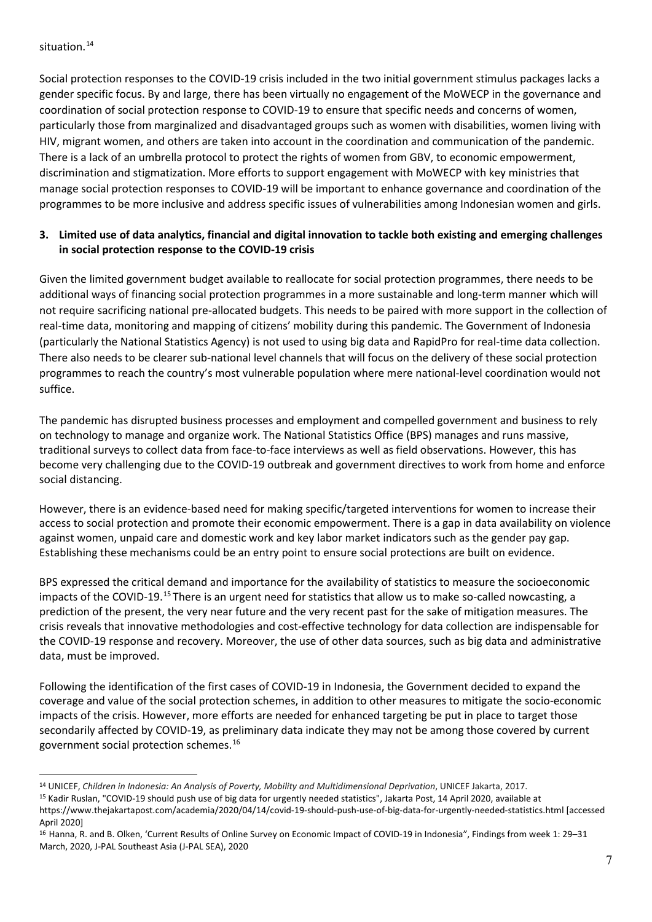situation.[14]

Social protection responses to the COVID-19 crisis included in the two initial government stimulus packages lacks a gender specific focus. By and large, there has been virtually no engagement of the MoWECP in the governance and coordination of social protection response to COVID-19 to ensure that specific needs and concerns of women, particularly those from marginalized and disadvantaged groups such as women with disabilities, women living with HIV, migrant women, and others are taken into account in the coordination and communication of the pandemic. There is a lack of an umbrella protocol to protect the rights of women from GBV, to economic empowerment, discrimination and stigmatization. More efforts to support engagement with MoWECP with key ministries that manage social protection responses to COVID-19 will be important to enhance governance and coordination of the programmes to be more inclusive and address specific issues of vulnerabilities among Indonesian women and girls.

**3. Limited use of data analytics, financial and digital innovation to tackle both existing and emerging challenges in social protection response to the COVID-19 crisis**

Given the limited government budget available to reallocate for social protection programmes, there needs to be additional ways of financing social protection programmes in a more sustainable and long-term manner which will not require sacrificing national pre-allocated budgets. This needs to be paired with more support in the collection of real-time data, monitoring and mapping of citizens' mobility during this pandemic. The Government of Indonesia (particularly the National Statistics Agency) is not used to using big data and RapidPro for real-time data collection. There also needs to be clearer sub-national level channels that will focus on the delivery of these social protection programmes to reach the country's most vulnerable population where mere national-level coordination would not suffice.

The pandemic has disrupted business processes and employment and compelled government and business to rely on technology to manage and organize work. The National Statistics Office (BPS) manages and runs massive, traditional surveys to collect data from face-to-face interviews as well as field observations. However, this has become very challenging due to the COVID-19 outbreak and government directives to work from home and enforce social distancing.

However, there is an evidence-based need for making specific/targeted interventions for women to increase their access to social protection and promote their economic empowerment. There is a gap in data availability on violence against women, unpaid care and domestic work and key labor market indicators such as the gender pay gap. Establishing these mechanisms could be an entry point to ensure social protections are built on evidence.

BPS expressed the critical demand and importance for the availability of statistics to measure the socioeconomic impacts of the COVID-19.[15] There is an urgent need for statistics that allow us to make so-called nowcasting, a prediction of the present, the very near future and the very recent past for the sake of mitigation measures. The crisis reveals that innovative methodologies and cost-effective technology for data collection are indispensable for the COVID-19 response and recovery. Moreover, the use of other data sources, such as big data and administrative data, must be improved.

Following the identification of the first cases of COVID-19 in Indonesia, the Government decided to expand the coverage and value of the social protection schemes, in addition to other measures to mitigate the socio-economic impacts of the crisis. However, more efforts are needed for enhanced targeting be put in place to target those secondarily affected by COVID-19, as preliminary data indicate they may not be among those covered by current government social protection schemes.[16]

---

[14] UNICEF, *Children in Indonesia: An Analysis of Poverty, Mobility and Multidimensional Deprivation*, UNICEF Jakarta, 2017.

[15] Kadir Ruslan, "COVID-19 should push use of big data for urgently needed statistics", Jakarta Post, 14 April 2020, available at https://www.thejakartapost.com/academia/2020/04/14/covid-19-should-push-use-of-big-data-for-urgently-needed-statistics.html [accessed April 2020]

[16] Hanna, R. and B. Olken, 'Current Results of Online Survey on Economic Impact of COVID-19 in Indonesia", Findings from week 1: 29–31 March, 2020, J-PAL Southeast Asia (J-PAL SEA), 2020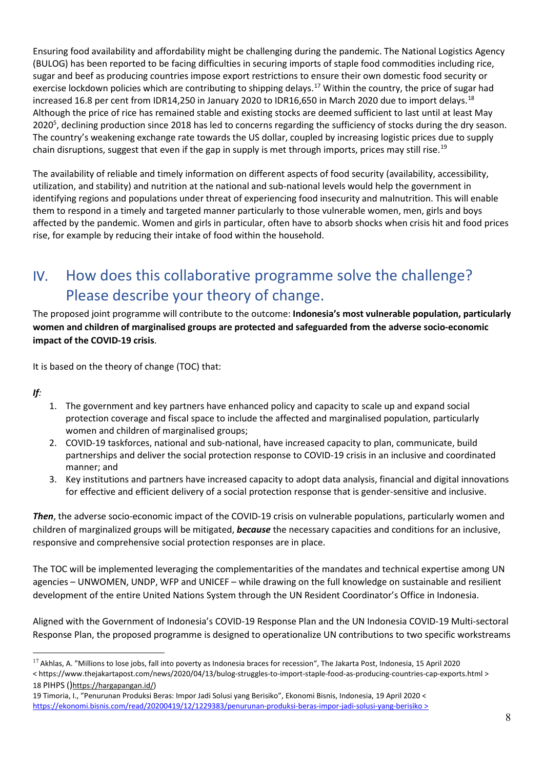Ensuring food availability and affordability might be challenging during the pandemic. The National Logistics Agency (BULOG) has been reported to be facing difficulties in securing imports of staple food commodities including rice, sugar and beef as producing countries impose export restrictions to ensure their own domestic food security or exercise lockdown policies which are contributing to shipping delays.[17] Within the country, the price of sugar had increased 16.8 per cent from IDR14,250 in January 2020 to IDR16,650 in March 2020 due to import delays.[18] Although the price of rice has remained stable and existing stocks are deemed sufficient to last until at least May 2020[5], declining production since 2018 has led to concerns regarding the sufficiency of stocks during the dry season. The country's weakening exchange rate towards the US dollar, coupled by increasing logistic prices due to supply chain disruptions, suggest that even if the gap in supply is met through imports, prices may still rise.[19]

The availability of reliable and timely information on different aspects of food security (availability, accessibility, utilization, and stability) and nutrition at the national and sub-national levels would help the government in identifying regions and populations under threat of experiencing food insecurity and malnutrition. This will enable them to respond in a timely and targeted manner particularly to those vulnerable women, men, girls and boys affected by the pandemic. Women and girls in particular, often have to absorb shocks when crisis hit and food prices rise, for example by reducing their intake of food within the household.

## IV. How does this collaborative programme solve the challenge? Please describe your theory of change.

The proposed joint programme will contribute to the outcome: **Indonesia's most vulnerable population, particularly women and children of marginalised groups are protected and safeguarded from the adverse socio-economic impact of the COVID-19 crisis**.

It is based on the theory of change (TOC) that:

***If***:

1. The government and key partners have enhanced policy and capacity to scale up and expand social protection coverage and fiscal space to include the affected and marginalised population, particularly women and children of marginalised groups;
2. COVID-19 taskforces, national and sub-national, have increased capacity to plan, communicate, build partnerships and deliver the social protection response to COVID-19 crisis in an inclusive and coordinated manner; and
3. Key institutions and partners have increased capacity to adopt data analysis, financial and digital innovations for effective and efficient delivery of a social protection response that is gender-sensitive and inclusive.

***Then***, the adverse socio-economic impact of the COVID-19 crisis on vulnerable populations, particularly women and children of marginalized groups will be mitigated, ***because*** the necessary capacities and conditions for an inclusive, responsive and comprehensive social protection responses are in place.

The TOC will be implemented leveraging the complementarities of the mandates and technical expertise among UN agencies – UNWOMEN, UNDP, WFP and UNICEF – while drawing on the full knowledge on sustainable and resilient development of the entire United Nations System through the UN Resident Coordinator's Office in Indonesia.

Aligned with the Government of Indonesia's COVID-19 Response Plan and the UN Indonesia COVID-19 Multi-sectoral Response Plan, the proposed programme is designed to operationalize UN contributions to two specific workstreams

---

[17] Akhlas, A. "Millions to lose jobs, fall into poverty as Indonesia braces for recession", The Jakarta Post, Indonesia, 15 April 2020 < https://www.thejakartapost.com/news/2020/04/13/bulog-struggles-to-import-staple-food-as-producing-countries-cap-exports.html >

[18] PIHPS ()https://hargapangan.id/)

[19] Timoria, I., "Penurunan Produksi Beras: Impor Jadi Solusi yang Berisiko", Ekonomi Bisnis, Indonesia, 19 April 2020 < https://ekonomi.bisnis.com/read/20200419/12/1229383/penurunan-produksi-beras-impor-jadi-solusi-yang-berisiko >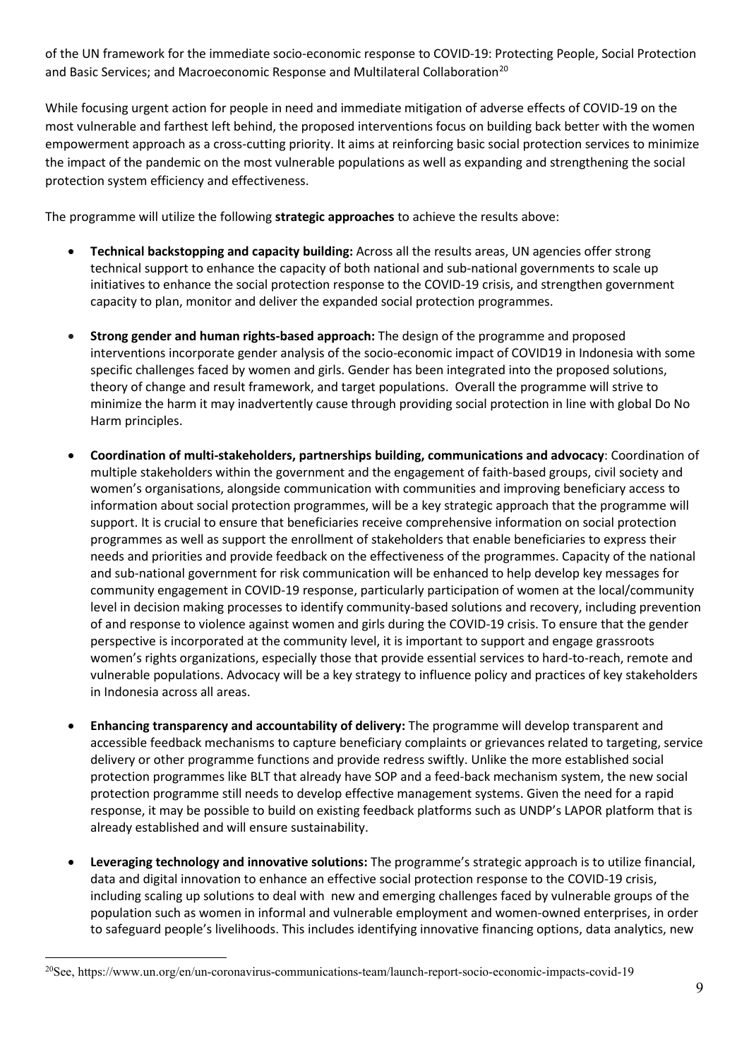of the UN framework for the immediate socio-economic response to COVID-19: Protecting People, Social Protection and Basic Services; and Macroeconomic Response and Multilateral Collaboration[20]

While focusing urgent action for people in need and immediate mitigation of adverse effects of COVID-19 on the most vulnerable and farthest left behind, the proposed interventions focus on building back better with the women empowerment approach as a cross-cutting priority. It aims at reinforcing basic social protection services to minimize the impact of the pandemic on the most vulnerable populations as well as expanding and strengthening the social protection system efficiency and effectiveness.

The programme will utilize the following **strategic approaches** to achieve the results above:

- **Technical backstopping and capacity building:** Across all the results areas, UN agencies offer strong technical support to enhance the capacity of both national and sub-national governments to scale up initiatives to enhance the social protection response to the COVID-19 crisis, and strengthen government capacity to plan, monitor and deliver the expanded social protection programmes.

- **Strong gender and human rights-based approach:** The design of the programme and proposed interventions incorporate gender analysis of the socio-economic impact of COVID19 in Indonesia with some specific challenges faced by women and girls. Gender has been integrated into the proposed solutions, theory of change and result framework, and target populations. Overall the programme will strive to minimize the harm it may inadvertently cause through providing social protection in line with global Do No Harm principles.

- **Coordination of multi-stakeholders, partnerships building, communications and advocacy**: Coordination of multiple stakeholders within the government and the engagement of faith-based groups, civil society and women's organisations, alongside communication with communities and improving beneficiary access to information about social protection programmes, will be a key strategic approach that the programme will support. It is crucial to ensure that beneficiaries receive comprehensive information on social protection programmes as well as support the enrollment of stakeholders that enable beneficiaries to express their needs and priorities and provide feedback on the effectiveness of the programmes. Capacity of the national and sub-national government for risk communication will be enhanced to help develop key messages for community engagement in COVID-19 response, particularly participation of women at the local/community level in decision making processes to identify community-based solutions and recovery, including prevention of and response to violence against women and girls during the COVID-19 crisis. To ensure that the gender perspective is incorporated at the community level, it is important to support and engage grassroots women's rights organizations, especially those that provide essential services to hard-to-reach, remote and vulnerable populations. Advocacy will be a key strategy to influence policy and practices of key stakeholders in Indonesia across all areas.

- **Enhancing transparency and accountability of delivery:** The programme will develop transparent and accessible feedback mechanisms to capture beneficiary complaints or grievances related to targeting, service delivery or other programme functions and provide redress swiftly. Unlike the more established social protection programmes like BLT that already have SOP and a feed-back mechanism system, the new social protection programme still needs to develop effective management systems. Given the need for a rapid response, it may be possible to build on existing feedback platforms such as UNDP's LAPOR platform that is already established and will ensure sustainability.

- **Leveraging technology and innovative solutions:** The programme's strategic approach is to utilize financial, data and digital innovation to enhance an effective social protection response to the COVID-19 crisis, including scaling up solutions to deal with new and emerging challenges faced by vulnerable groups of the population such as women in informal and vulnerable employment and women-owned enterprises, in order to safeguard people's livelihoods. This includes identifying innovative financing options, data analytics, new

[20] See, https://www.un.org/en/un-coronavirus-communications-team/launch-report-socio-economic-impacts-covid-19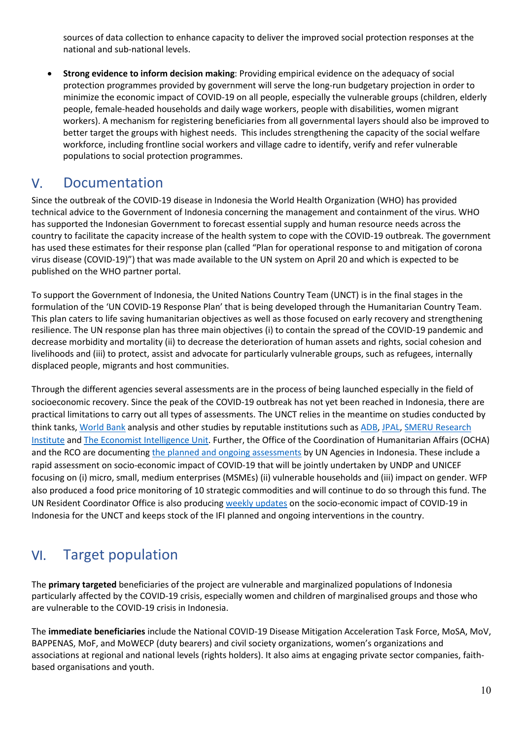sources of data collection to enhance capacity to deliver the improved social protection responses at the national and sub-national levels.

- **Strong evidence to inform decision making**: Providing empirical evidence on the adequacy of social protection programmes provided by government will serve the long-run budgetary projection in order to minimize the economic impact of COVID-19 on all people, especially the vulnerable groups (children, elderly people, female-headed households and daily wage workers, people with disabilities, women migrant workers). A mechanism for registering beneficiaries from all governmental layers should also be improved to better target the groups with highest needs. This includes strengthening the capacity of the social welfare workforce, including frontline social workers and village cadre to identify, verify and refer vulnerable populations to social protection programmes.

## V. Documentation

Since the outbreak of the COVID-19 disease in Indonesia the World Health Organization (WHO) has provided technical advice to the Government of Indonesia concerning the management and containment of the virus. WHO has supported the Indonesian Government to forecast essential supply and human resource needs across the country to facilitate the capacity increase of the health system to cope with the COVID-19 outbreak. The government has used these estimates for their response plan (called "Plan for operational response to and mitigation of corona virus disease (COVID-19)") that was made available to the UN system on April 20 and which is expected to be published on the WHO partner portal.

To support the Government of Indonesia, the United Nations Country Team (UNCT) is in the final stages in the formulation of the 'UN COVID-19 Response Plan' that is being developed through the Humanitarian Country Team. This plan caters to life saving humanitarian objectives as well as those focused on early recovery and strengthening resilience. The UN response plan has three main objectives (i) to contain the spread of the COVID-19 pandemic and decrease morbidity and mortality (ii) to decrease the deterioration of human assets and rights, social cohesion and livelihoods and (iii) to protect, assist and advocate for particularly vulnerable groups, such as refugees, internally displaced people, migrants and host communities.

Through the different agencies several assessments are in the process of being launched especially in the field of socioeconomic recovery. Since the peak of the COVID-19 outbreak has not yet been reached in Indonesia, there are practical limitations to carry out all types of assessments. The UNCT relies in the meantime on studies conducted by think tanks, World Bank analysis and other studies by reputable institutions such as ADB, JPAL, SMERU Research Institute and The Economist Intelligence Unit. Further, the Office of the Coordination of Humanitarian Affairs (OCHA) and the RCO are documenting the planned and ongoing assessments by UN Agencies in Indonesia. These include a rapid assessment on socio-economic impact of COVID-19 that will be jointly undertaken by UNDP and UNICEF focusing on (i) micro, small, medium enterprises (MSMEs) (ii) vulnerable households and (iii) impact on gender. WFP also produced a food price monitoring of 10 strategic commodities and will continue to do so through this fund. The UN Resident Coordinator Office is also producing weekly updates on the socio-economic impact of COVID-19 in Indonesia for the UNCT and keeps stock of the IFI planned and ongoing interventions in the country.

## VI. Target population

The **primary targeted** beneficiaries of the project are vulnerable and marginalized populations of Indonesia particularly affected by the COVID-19 crisis, especially women and children of marginalised groups and those who are vulnerable to the COVID-19 crisis in Indonesia.

The **immediate beneficiaries** include the National COVID-19 Disease Mitigation Acceleration Task Force, MoSA, MoV, BAPPENAS, MoF, and MoWECP (duty bearers) and civil society organizations, women's organizations and associations at regional and national levels (rights holders). It also aims at engaging private sector companies, faith-based organisations and youth.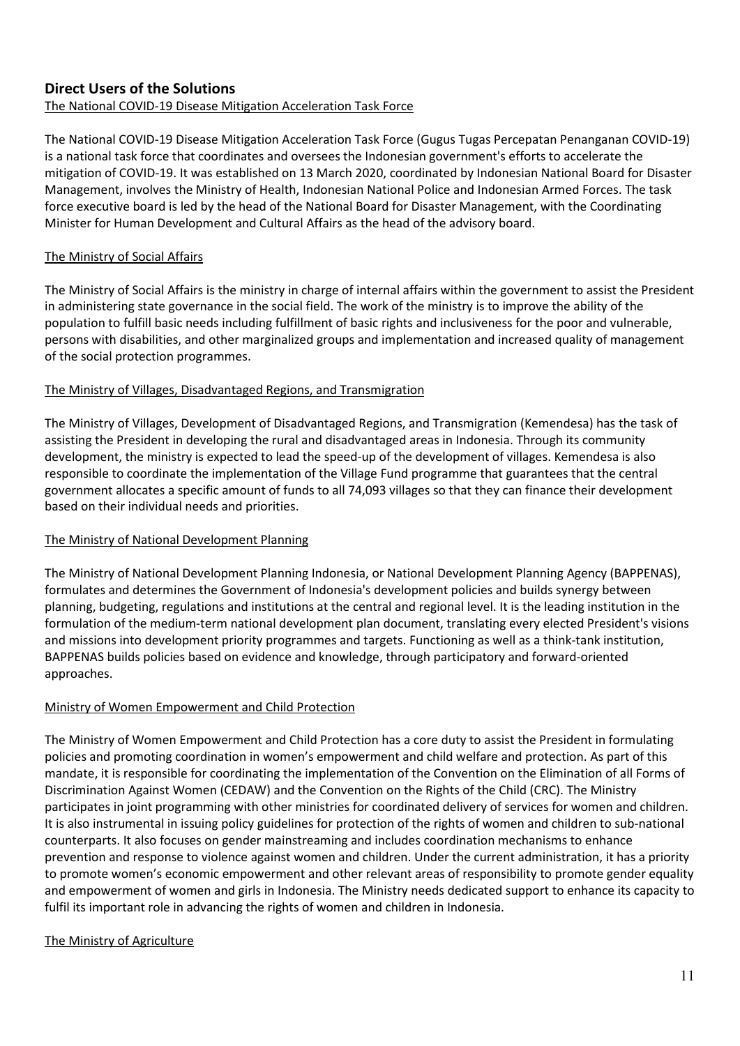## Direct Users of the Solutions

The National COVID-19 Disease Mitigation Acceleration Task Force

The National COVID-19 Disease Mitigation Acceleration Task Force (Gugus Tugas Percepatan Penanganan COVID-19) is a national task force that coordinates and oversees the Indonesian government's efforts to accelerate the mitigation of COVID-19. It was established on 13 March 2020, coordinated by Indonesian National Board for Disaster Management, involves the Ministry of Health, Indonesian National Police and Indonesian Armed Forces. The task force executive board is led by the head of the National Board for Disaster Management, with the Coordinating Minister for Human Development and Cultural Affairs as the head of the advisory board.

The Ministry of Social Affairs

The Ministry of Social Affairs is the ministry in charge of internal affairs within the government to assist the President in administering state governance in the social field. The work of the ministry is to improve the ability of the population to fulfill basic needs including fulfillment of basic rights and inclusiveness for the poor and vulnerable, persons with disabilities, and other marginalized groups and implementation and increased quality of management of the social protection programmes.

The Ministry of Villages, Disadvantaged Regions, and Transmigration

The Ministry of Villages, Development of Disadvantaged Regions, and Transmigration (Kemendesa) has the task of assisting the President in developing the rural and disadvantaged areas in Indonesia. Through its community development, the ministry is expected to lead the speed-up of the development of villages. Kemendesa is also responsible to coordinate the implementation of the Village Fund programme that guarantees that the central government allocates a specific amount of funds to all 74,093 villages so that they can finance their development based on their individual needs and priorities.

The Ministry of National Development Planning

The Ministry of National Development Planning Indonesia, or National Development Planning Agency (BAPPENAS), formulates and determines the Government of Indonesia's development policies and builds synergy between planning, budgeting, regulations and institutions at the central and regional level. It is the leading institution in the formulation of the medium-term national development plan document, translating every elected President's visions and missions into development priority programmes and targets. Functioning as well as a think-tank institution, BAPPENAS builds policies based on evidence and knowledge, through participatory and forward-oriented approaches.

Ministry of Women Empowerment and Child Protection

The Ministry of Women Empowerment and Child Protection has a core duty to assist the President in formulating policies and promoting coordination in women's empowerment and child welfare and protection. As part of this mandate, it is responsible for coordinating the implementation of the Convention on the Elimination of all Forms of Discrimination Against Women (CEDAW) and the Convention on the Rights of the Child (CRC). The Ministry participates in joint programming with other ministries for coordinated delivery of services for women and children. It is also instrumental in issuing policy guidelines for protection of the rights of women and children to sub-national counterparts. It also focuses on gender mainstreaming and includes coordination mechanisms to enhance prevention and response to violence against women and children. Under the current administration, it has a priority to promote women's economic empowerment and other relevant areas of responsibility to promote gender equality and empowerment of women and girls in Indonesia. The Ministry needs dedicated support to enhance its capacity to fulfil its important role in advancing the rights of women and children in Indonesia.

The Ministry of Agriculture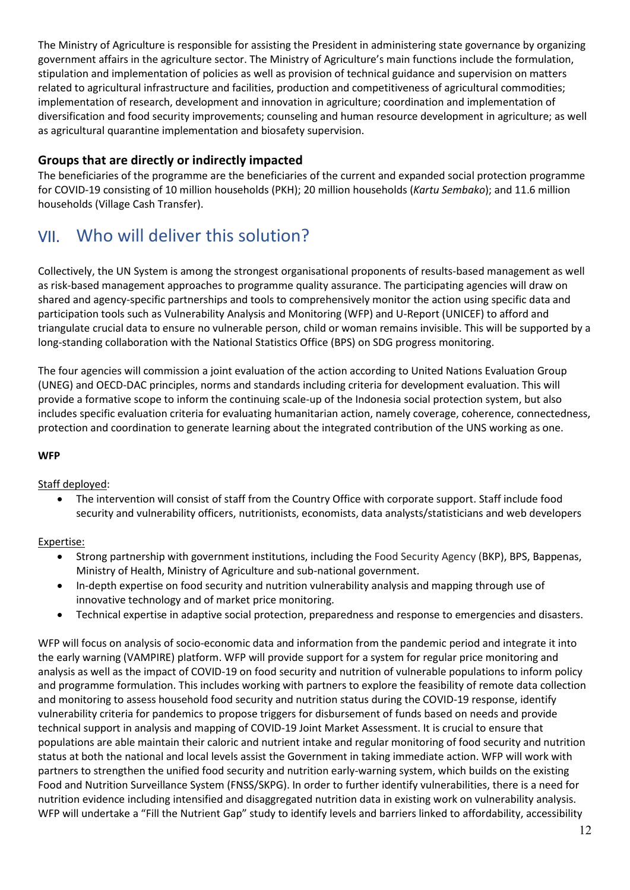The Ministry of Agriculture is responsible for assisting the President in administering state governance by organizing government affairs in the agriculture sector. The Ministry of Agriculture's main functions include the formulation, stipulation and implementation of policies as well as provision of technical guidance and supervision on matters related to agricultural infrastructure and facilities, production and competitiveness of agricultural commodities; implementation of research, development and innovation in agriculture; coordination and implementation of diversification and food security improvements; counseling and human resource development in agriculture; as well as agricultural quarantine implementation and biosafety supervision.

### Groups that are directly or indirectly impacted

The beneficiaries of the programme are the beneficiaries of the current and expanded social protection programme for COVID-19 consisting of 10 million households (PKH); 20 million households (*Kartu Sembako*); and 11.6 million households (Village Cash Transfer).

## VII. Who will deliver this solution?

Collectively, the UN System is among the strongest organisational proponents of results-based management as well as risk-based management approaches to programme quality assurance. The participating agencies will draw on shared and agency-specific partnerships and tools to comprehensively monitor the action using specific data and participation tools such as Vulnerability Analysis and Monitoring (WFP) and U-Report (UNICEF) to afford and triangulate crucial data to ensure no vulnerable person, child or woman remains invisible. This will be supported by a long-standing collaboration with the National Statistics Office (BPS) on SDG progress monitoring.

The four agencies will commission a joint evaluation of the action according to United Nations Evaluation Group (UNEG) and OECD-DAC principles, norms and standards including criteria for development evaluation. This will provide a formative scope to inform the continuing scale-up of the Indonesia social protection system, but also includes specific evaluation criteria for evaluating humanitarian action, namely coverage, coherence, connectedness, protection and coordination to generate learning about the integrated contribution of the UNS working as one.

**WFP**

Staff deployed:

- The intervention will consist of staff from the Country Office with corporate support. Staff include food security and vulnerability officers, nutritionists, economists, data analysts/statisticians and web developers

Expertise:

- Strong partnership with government institutions, including the Food Security Agency (BKP), BPS, Bappenas, Ministry of Health, Ministry of Agriculture and sub-national government.
- In-depth expertise on food security and nutrition vulnerability analysis and mapping through use of innovative technology and of market price monitoring.
- Technical expertise in adaptive social protection, preparedness and response to emergencies and disasters.

WFP will focus on analysis of socio-economic data and information from the pandemic period and integrate it into the early warning (VAMPIRE) platform. WFP will provide support for a system for regular price monitoring and analysis as well as the impact of COVID-19 on food security and nutrition of vulnerable populations to inform policy and programme formulation. This includes working with partners to explore the feasibility of remote data collection and monitoring to assess household food security and nutrition status during the COVID-19 response, identify vulnerability criteria for pandemics to propose triggers for disbursement of funds based on needs and provide technical support in analysis and mapping of COVID-19 Joint Market Assessment. It is crucial to ensure that populations are able maintain their caloric and nutrient intake and regular monitoring of food security and nutrition status at both the national and local levels assist the Government in taking immediate action. WFP will work with partners to strengthen the unified food security and nutrition early-warning system, which builds on the existing Food and Nutrition Surveillance System (FNSS/SKPG). In order to further identify vulnerabilities, there is a need for nutrition evidence including intensified and disaggregated nutrition data in existing work on vulnerability analysis. WFP will undertake a "Fill the Nutrient Gap" study to identify levels and barriers linked to affordability, accessibility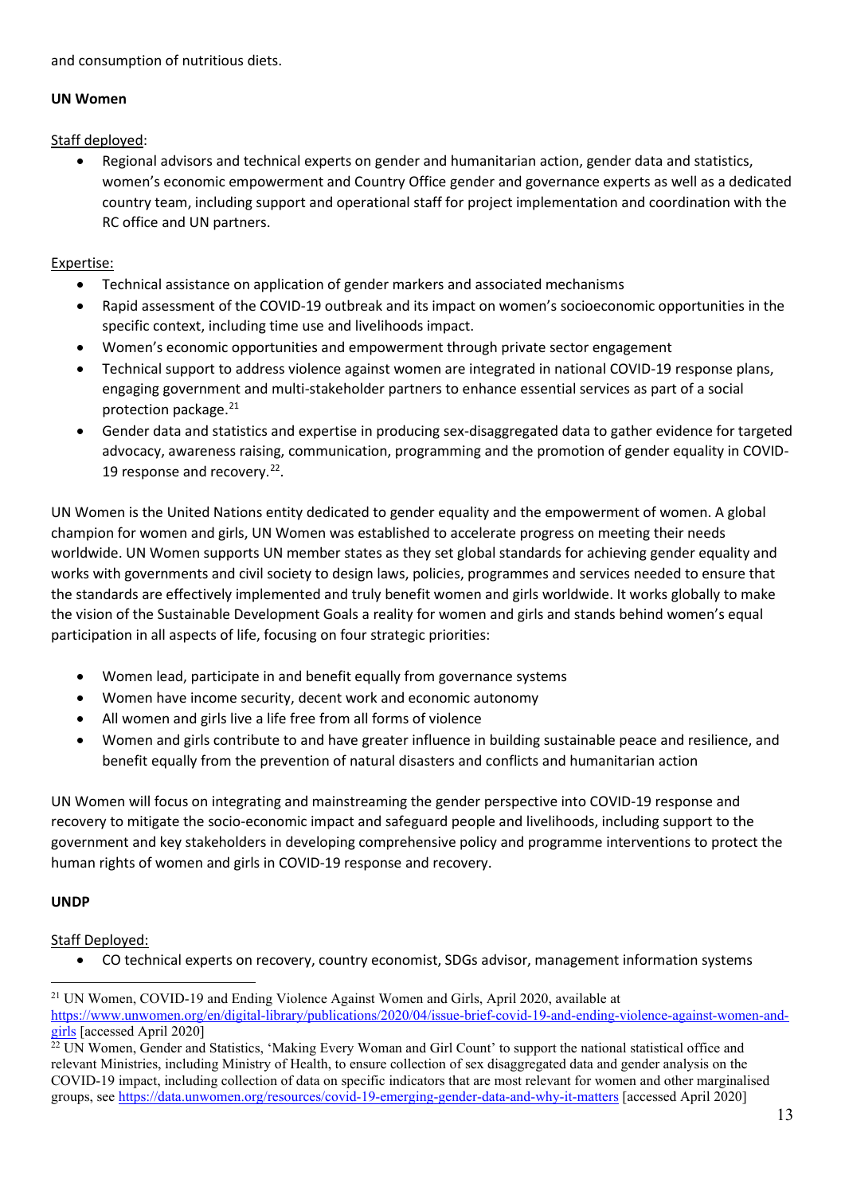and consumption of nutritious diets.

**UN Women**

Staff deployed:

- Regional advisors and technical experts on gender and humanitarian action, gender data and statistics, women's economic empowerment and Country Office gender and governance experts as well as a dedicated country team, including support and operational staff for project implementation and coordination with the RC office and UN partners.

Expertise:

- Technical assistance on application of gender markers and associated mechanisms
- Rapid assessment of the COVID-19 outbreak and its impact on women's socioeconomic opportunities in the specific context, including time use and livelihoods impact.
- Women's economic opportunities and empowerment through private sector engagement
- Technical support to address violence against women are integrated in national COVID-19 response plans, engaging government and multi-stakeholder partners to enhance essential services as part of a social protection package.[21]
- Gender data and statistics and expertise in producing sex-disaggregated data to gather evidence for targeted advocacy, awareness raising, communication, programming and the promotion of gender equality in COVID-19 response and recovery.[22].

UN Women is the United Nations entity dedicated to gender equality and the empowerment of women. A global champion for women and girls, UN Women was established to accelerate progress on meeting their needs worldwide. UN Women supports UN member states as they set global standards for achieving gender equality and works with governments and civil society to design laws, policies, programmes and services needed to ensure that the standards are effectively implemented and truly benefit women and girls worldwide. It works globally to make the vision of the Sustainable Development Goals a reality for women and girls and stands behind women's equal participation in all aspects of life, focusing on four strategic priorities:

- Women lead, participate in and benefit equally from governance systems
- Women have income security, decent work and economic autonomy
- All women and girls live a life free from all forms of violence
- Women and girls contribute to and have greater influence in building sustainable peace and resilience, and benefit equally from the prevention of natural disasters and conflicts and humanitarian action

UN Women will focus on integrating and mainstreaming the gender perspective into COVID-19 response and recovery to mitigate the socio-economic impact and safeguard people and livelihoods, including support to the government and key stakeholders in developing comprehensive policy and programme interventions to protect the human rights of women and girls in COVID-19 response and recovery.

**UNDP**

Staff Deployed:

- CO technical experts on recovery, country economist, SDGs advisor, management information systems

---

[21] UN Women, COVID-19 and Ending Violence Against Women and Girls, April 2020, available at https://www.unwomen.org/en/digital-library/publications/2020/04/issue-brief-covid-19-and-ending-violence-against-women-and-girls [accessed April 2020]

[22] UN Women, Gender and Statistics, 'Making Every Woman and Girl Count' to support the national statistical office and relevant Ministries, including Ministry of Health, to ensure collection of sex disaggregated data and gender analysis on the COVID-19 impact, including collection of data on specific indicators that are most relevant for women and other marginalised groups, see https://data.unwomen.org/resources/covid-19-emerging-gender-data-and-why-it-matters [accessed April 2020]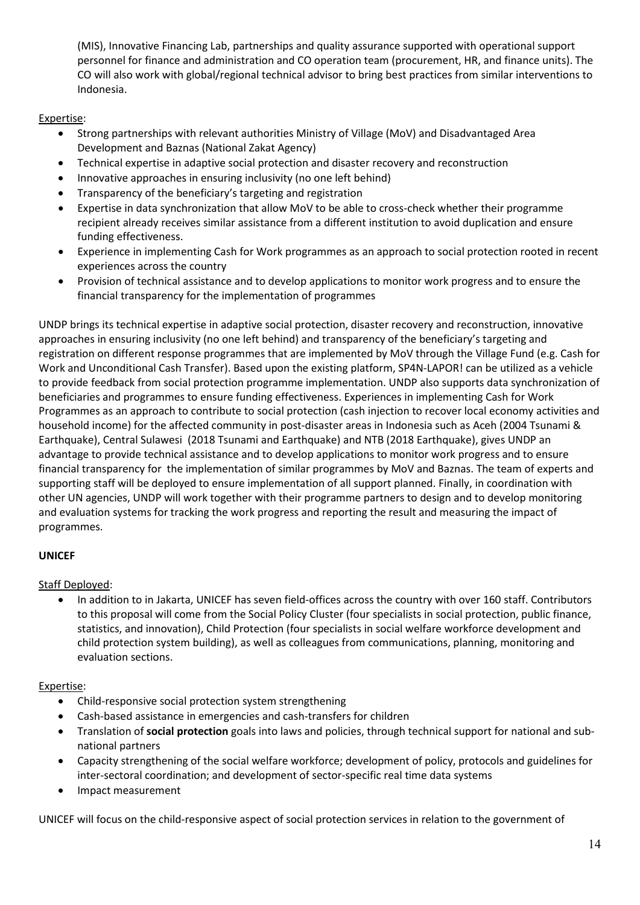(MIS), Innovative Financing Lab, partnerships and quality assurance supported with operational support personnel for finance and administration and CO operation team (procurement, HR, and finance units). The CO will also work with global/regional technical advisor to bring best practices from similar interventions to Indonesia.

Expertise:

- Strong partnerships with relevant authorities Ministry of Village (MoV) and Disadvantaged Area Development and Baznas (National Zakat Agency)
- Technical expertise in adaptive social protection and disaster recovery and reconstruction
- Innovative approaches in ensuring inclusivity (no one left behind)
- Transparency of the beneficiary's targeting and registration
- Expertise in data synchronization that allow MoV to be able to cross-check whether their programme recipient already receives similar assistance from a different institution to avoid duplication and ensure funding effectiveness.
- Experience in implementing Cash for Work programmes as an approach to social protection rooted in recent experiences across the country
- Provision of technical assistance and to develop applications to monitor work progress and to ensure the financial transparency for the implementation of programmes

UNDP brings its technical expertise in adaptive social protection, disaster recovery and reconstruction, innovative approaches in ensuring inclusivity (no one left behind) and transparency of the beneficiary's targeting and registration on different response programmes that are implemented by MoV through the Village Fund (e.g. Cash for Work and Unconditional Cash Transfer). Based upon the existing platform, SP4N-LAPOR! can be utilized as a vehicle to provide feedback from social protection programme implementation. UNDP also supports data synchronization of beneficiaries and programmes to ensure funding effectiveness. Experiences in implementing Cash for Work Programmes as an approach to contribute to social protection (cash injection to recover local economy activities and household income) for the affected community in post-disaster areas in Indonesia such as Aceh (2004 Tsunami & Earthquake), Central Sulawesi (2018 Tsunami and Earthquake) and NTB (2018 Earthquake), gives UNDP an advantage to provide technical assistance and to develop applications to monitor work progress and to ensure financial transparency for the implementation of similar programmes by MoV and Baznas. The team of experts and supporting staff will be deployed to ensure implementation of all support planned. Finally, in coordination with other UN agencies, UNDP will work together with their programme partners to design and to develop monitoring and evaluation systems for tracking the work progress and reporting the result and measuring the impact of programmes.

**UNICEF**

Staff Deployed:

- In addition to in Jakarta, UNICEF has seven field-offices across the country with over 160 staff. Contributors to this proposal will come from the Social Policy Cluster (four specialists in social protection, public finance, statistics, and innovation), Child Protection (four specialists in social welfare workforce development and child protection system building), as well as colleagues from communications, planning, monitoring and evaluation sections.

Expertise:

- Child-responsive social protection system strengthening
- Cash-based assistance in emergencies and cash-transfers for children
- Translation of **social protection** goals into laws and policies, through technical support for national and sub-national partners
- Capacity strengthening of the social welfare workforce; development of policy, protocols and guidelines for inter-sectoral coordination; and development of sector-specific real time data systems
- Impact measurement

UNICEF will focus on the child-responsive aspect of social protection services in relation to the government of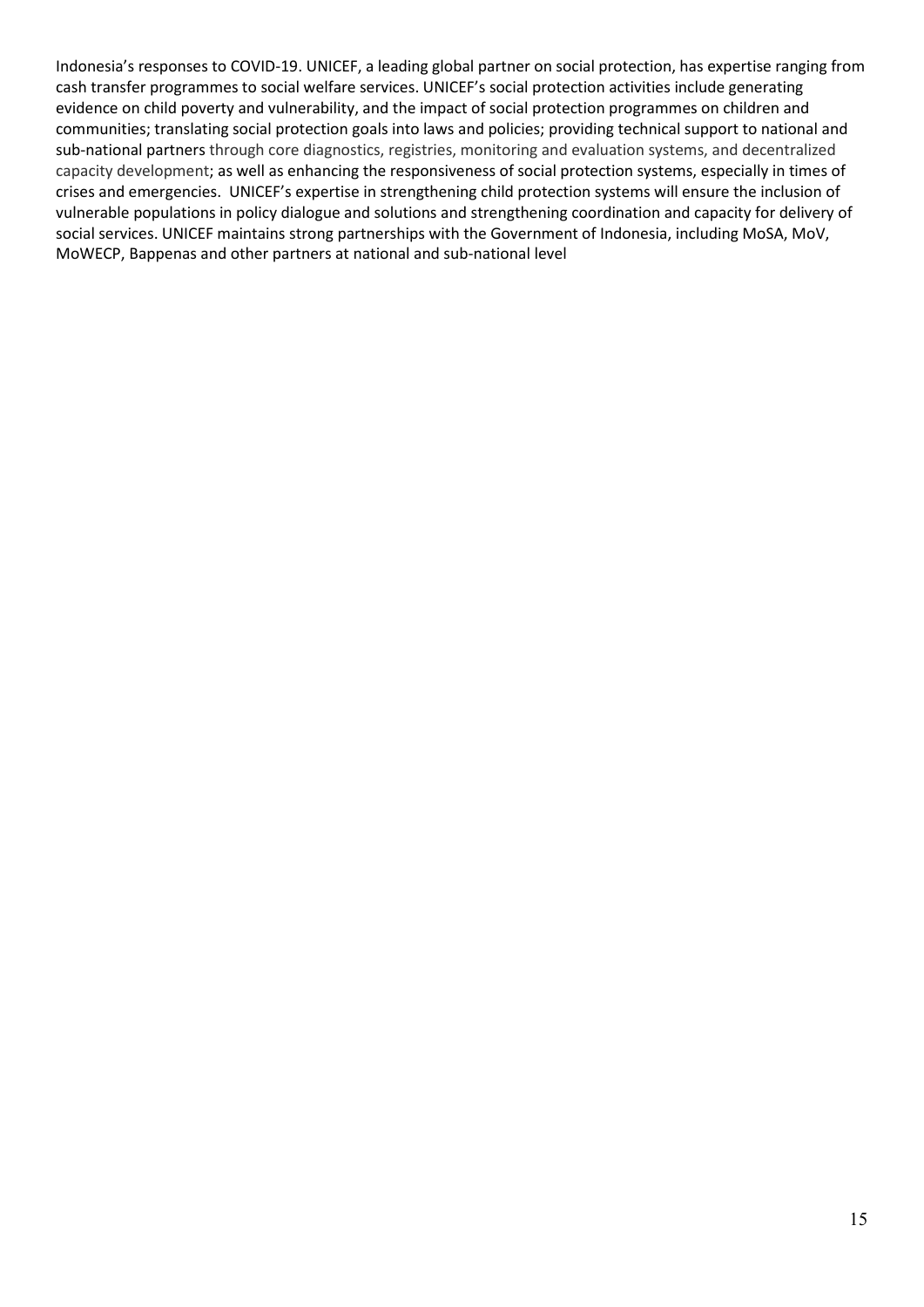Indonesia's responses to COVID-19. UNICEF, a leading global partner on social protection, has expertise ranging from cash transfer programmes to social welfare services. UNICEF's social protection activities include generating evidence on child poverty and vulnerability, and the impact of social protection programmes on children and communities; translating social protection goals into laws and policies; providing technical support to national and sub-national partners through core diagnostics, registries, monitoring and evaluation systems, and decentralized capacity development; as well as enhancing the responsiveness of social protection systems, especially in times of crises and emergencies. UNICEF's expertise in strengthening child protection systems will ensure the inclusion of vulnerable populations in policy dialogue and solutions and strengthening coordination and capacity for delivery of social services. UNICEF maintains strong partnerships with the Government of Indonesia, including MoSA, MoV, MoWECP, Bappenas and other partners at national and sub-national level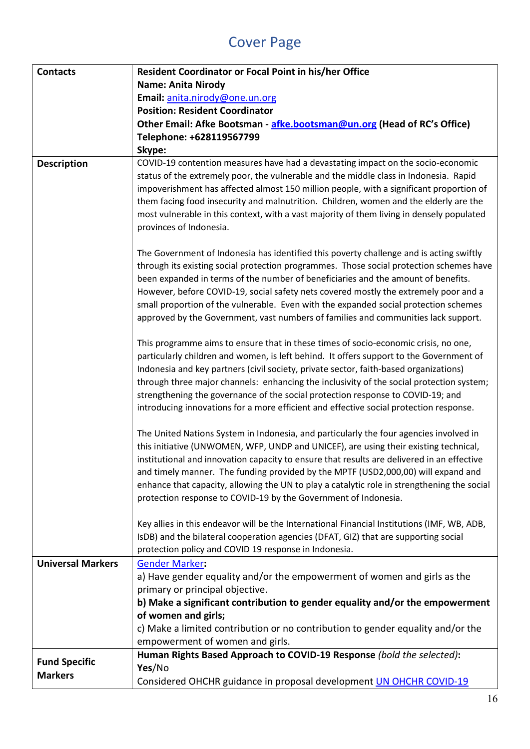# Cover Page

| | |
|---|---|
| **Contacts** | **Resident Coordinator or Focal Point in his/her Office**<br>**Name: Anita Nirody**<br>**Email:** anita.nirody@one.un.org<br>**Position: Resident Coordinator**<br>**Other Email: Afke Bootsman - afke.bootsman@un.org (Head of RC's Office)**<br>**Telephone: +628119567799**<br>**Skype:** |
| **Description** | COVID-19 contention measures have had a devastating impact on the socio-economic status of the extremely poor, the vulnerable and the middle class in Indonesia. Rapid impoverishment has affected almost 150 million people, with a significant proportion of them facing food insecurity and malnutrition. Children, women and the elderly are the most vulnerable in this context, with a vast majority of them living in densely populated provinces of Indonesia.<br><br>The Government of Indonesia has identified this poverty challenge and is acting swiftly through its existing social protection programmes. Those social protection schemes have been expanded in terms of the number of beneficiaries and the amount of benefits. However, before COVID-19, social safety nets covered mostly the extremely poor and a small proportion of the vulnerable. Even with the expanded social protection schemes approved by the Government, vast numbers of families and communities lack support.<br><br>This programme aims to ensure that in these times of socio-economic crisis, no one, particularly children and women, is left behind. It offers support to the Government of Indonesia and key partners (civil society, private sector, faith-based organizations) through three major channels: enhancing the inclusivity of the social protection system; strengthening the governance of the social protection response to COVID-19; and introducing innovations for a more efficient and effective social protection response.<br><br>The United Nations System in Indonesia, and particularly the four agencies involved in this initiative (UNWOMEN, WFP, UNDP and UNICEF), are using their existing technical, institutional and innovation capacity to ensure that results are delivered in an effective and timely manner. The funding provided by the MPTF (USD2,000,00) will expand and enhance that capacity, allowing the UN to play a catalytic role in strengthening the social protection response to COVID-19 by the Government of Indonesia.<br><br>Key allies in this endeavor will be the International Financial Institutions (IMF, WB, ADB, IsDB) and the bilateral cooperation agencies (DFAT, GIZ) that are supporting social protection policy and COVID 19 response in Indonesia. |
| **Universal Markers** | Gender Marker**:**<br>a) Have gender equality and/or the empowerment of women and girls as the primary or principal objective.<br>**b) Make a significant contribution to gender equality and/or the empowerment of women and girls;**<br>c) Make a limited contribution or no contribution to gender equality and/or the empowerment of women and girls. |
| **Fund Specific Markers** | **Human Rights Based Approach to COVID-19 Response** *(bold the selected)***:**<br>**Yes**/No<br>Considered OHCHR guidance in proposal development UN OHCHR COVID-19 |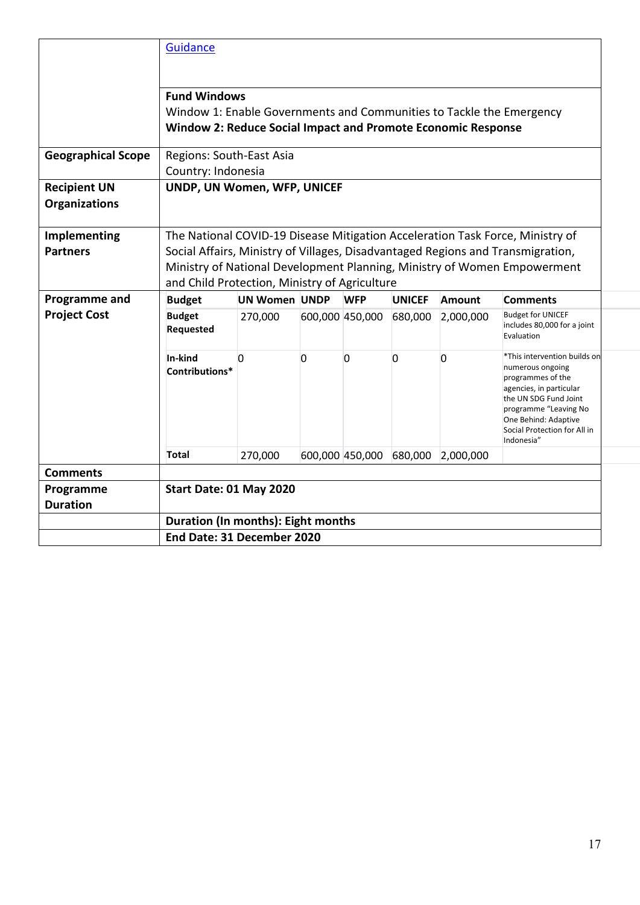| | |
|---|---|
| | [Guidance](#) |
| | **Fund Windows**<br>Window 1: Enable Governments and Communities to Tackle the Emergency<br>**Window 2: Reduce Social Impact and Promote Economic Response** |
| **Geographical Scope** | Regions: South-East Asia<br>Country: Indonesia |
| **Recipient UN Organizations** | **UNDP, UN Women, WFP, UNICEF** |
| **Implementing Partners** | The National COVID-19 Disease Mitigation Acceleration Task Force, Ministry of Social Affairs, Ministry of Villages, Disadvantaged Regions and Transmigration, Ministry of National Development Planning, Ministry of Women Empowerment and Child Protection, Ministry of Agriculture |
| **Programme and Project Cost** | (see budget table below) |
| **Comments** | |
| **Programme Duration** | **Start Date: 01 May 2020** |
| | **Duration (In months): Eight months** |
| | **End Date: 31 December 2020** |

| Budget | UN Women | UNDP | WFP | UNICEF | Amount | Comments |
|---|---|---|---|---|---|---|
| **Budget Requested** | 270,000 | 600,000 | 450,000 | 680,000 | 2,000,000 | Budget for UNICEF includes 80,000 for a joint Evaluation |
| **In-kind Contributions*** | 0 | 0 | 0 | 0 | 0 | *This intervention builds on numerous ongoing programmes of the agencies, in particular the UN SDG Fund Joint programme "Leaving No One Behind: Adaptive Social Protection for All in Indonesia" |
| **Total** | 270,000 | 600,000 | 450,000 | 680,000 | 2,000,000 | |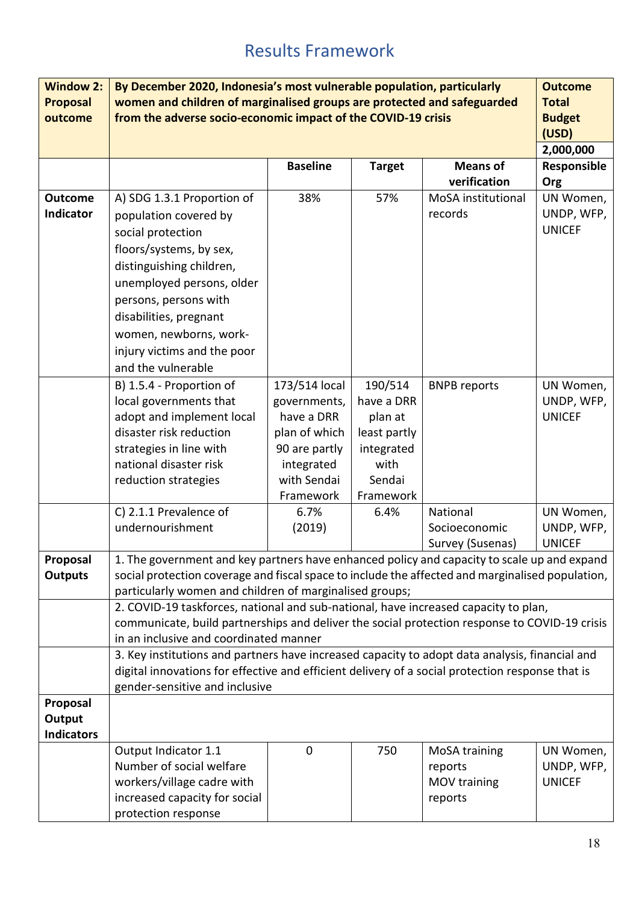# Results Framework

| Window 2: Proposal outcome | By December 2020, Indonesia's most vulnerable population, particularly women and children of marginalised groups are protected and safeguarded from the adverse socio-economic impact of the COVID-19 crisis | | | | Outcome Total Budget (USD) 2,000,000 |
|---|---|---|---|---|---|
| | | **Baseline** | **Target** | **Means of verification** | **Responsible Org** |
| **Outcome Indicator** | A) SDG 1.3.1 Proportion of population covered by social protection floors/systems, by sex, distinguishing children, unemployed persons, older persons, persons with disabilities, pregnant women, newborns, work-injury victims and the poor and the vulnerable | 38% | 57% | MoSA institutional records | UN Women, UNDP, WFP, UNICEF |
| | B) 1.5.4 - Proportion of local governments that adopt and implement local disaster risk reduction strategies in line with national disaster risk reduction strategies | 173/514 local governments, have a DRR plan of which 90 are partly integrated with Sendai Framework | 190/514 have a DRR plan at least partly integrated with Sendai Framework | BNPB reports | UN Women, UNDP, WFP, UNICEF |
| | C) 2.1.1 Prevalence of undernourishment | 6.7% (2019) | 6.4% | National Socioeconomic Survey (Susenas) | UN Women, UNDP, WFP, UNICEF |
| **Proposal Outputs** | 1. The government and key partners have enhanced policy and capacity to scale up and expand social protection coverage and fiscal space to include the affected and marginalised population, particularly women and children of marginalised groups; | | | | |
| | 2. COVID-19 taskforces, national and sub-national, have increased capacity to plan, communicate, build partnerships and deliver the social protection response to COVID-19 crisis in an inclusive and coordinated manner | | | | |
| | 3. Key institutions and partners have increased capacity to adopt data analysis, financial and digital innovations for effective and efficient delivery of a social protection response that is gender-sensitive and inclusive | | | | |
| **Proposal Output Indicators** | | | | | |
| | Output Indicator 1.1 Number of social welfare workers/village cadre with increased capacity for social protection response | 0 | 750 | MoSA training reports MOV training reports | UN Women, UNDP, WFP, UNICEF |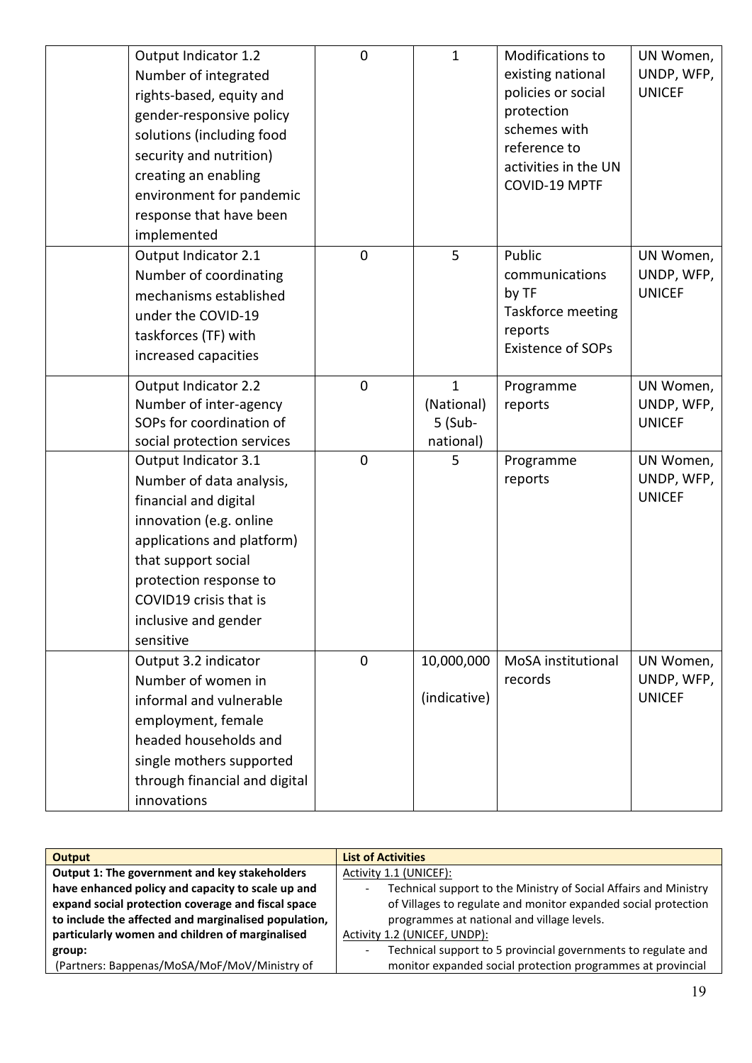| | | | | | |
|---|---|---|---|---|---|
| | Output Indicator 1.2 Number of integrated rights-based, equity and gender-responsive policy solutions (including food security and nutrition) creating an enabling environment for pandemic response that have been implemented | 0 | 1 | Modifications to existing national policies or social protection schemes with reference to activities in the UN COVID-19 MPTF | UN Women, UNDP, WFP, UNICEF |
| | Output Indicator 2.1 Number of coordinating mechanisms established under the COVID-19 taskforces (TF) with increased capacities | 0 | 5 | Public communications by TF<br>Taskforce meeting reports<br>Existence of SOPs | UN Women, UNDP, WFP, UNICEF |
| | Output Indicator 2.2 Number of inter-agency SOPs for coordination of social protection services | 0 | 1 (National)<br>5 (Sub-national) | Programme reports | UN Women, UNDP, WFP, UNICEF |
| | Output Indicator 3.1 Number of data analysis, financial and digital innovation (e.g. online applications and platform) that support social protection response to COVID19 crisis that is inclusive and gender sensitive | 0 | 5 | Programme reports | UN Women, UNDP, WFP, UNICEF |
| | Output 3.2 indicator Number of women in informal and vulnerable employment, female headed households and single mothers supported through financial and digital innovations | 0 | 10,000,000<br>(indicative) | MoSA institutional records | UN Women, UNDP, WFP, UNICEF |

| **Output** | **List of Activities** |
|---|---|
| **Output 1: The government and key stakeholders have enhanced policy and capacity to scale up and expand social protection coverage and fiscal space to include the affected and marginalised population, particularly women and children of marginalised group:**<br>(Partners: Bappenas/MoSA/MoF/MoV/Ministry of | Activity 1.1 (UNICEF):<br>- Technical support to the Ministry of Social Affairs and Ministry of Villages to regulate and monitor expanded social protection programmes at national and village levels.<br>Activity 1.2 (UNICEF, UNDP):<br>- Technical support to 5 provincial governments to regulate and monitor expanded social protection programmes at provincial |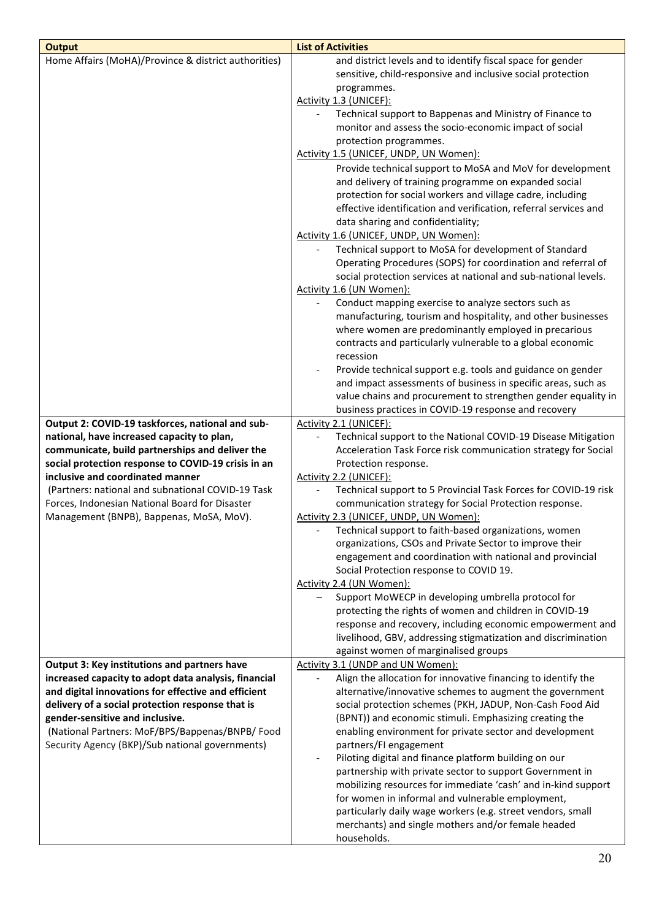| Output | List of Activities |
|---|---|
| Home Affairs (MoHA)/Province & district authorities) | and district levels and to identify fiscal space for gender sensitive, child-responsive and inclusive social protection programmes.<br>Activity 1.3 (UNICEF):<br>- Technical support to Bappenas and Ministry of Finance to monitor and assess the socio-economic impact of social protection programmes.<br>Activity 1.5 (UNICEF, UNDP, UN Women):<br>Provide technical support to MoSA and MoV for development and delivery of training programme on expanded social protection for social workers and village cadre, including effective identification and verification, referral services and data sharing and confidentiality;<br>Activity 1.6 (UNICEF, UNDP, UN Women):<br>- Technical support to MoSA for development of Standard Operating Procedures (SOPS) for coordination and referral of social protection services at national and sub-national levels.<br>Activity 1.6 (UN Women):<br>- Conduct mapping exercise to analyze sectors such as manufacturing, tourism and hospitality, and other businesses where women are predominantly employed in precarious contracts and particularly vulnerable to a global economic recession<br>- Provide technical support e.g. tools and guidance on gender and impact assessments of business in specific areas, such as value chains and procurement to strengthen gender equality in business practices in COVID-19 response and recovery |
| **Output 2: COVID-19 taskforces, national and sub-national, have increased capacity to plan, communicate, build partnerships and deliver the social protection response to COVID-19 crisis in an inclusive and coordinated manner**<br>(Partners: national and subnational COVID-19 Task Forces, Indonesian National Board for Disaster Management (BNPB), Bappenas, MoSA, MoV). | Activity 2.1 (UNICEF):<br>- Technical support to the National COVID-19 Disease Mitigation Acceleration Task Force risk communication strategy for Social Protection response.<br>Activity 2.2 (UNICEF):<br>- Technical support to 5 Provincial Task Forces for COVID-19 risk communication strategy for Social Protection response.<br>Activity 2.3 (UNICEF, UNDP, UN Women):<br>- Technical support to faith-based organizations, women organizations, CSOs and Private Sector to improve their engagement and coordination with national and provincial Social Protection response to COVID 19.<br>Activity 2.4 (UN Women):<br>– Support MoWECP in developing umbrella protocol for protecting the rights of women and children in COVID-19 response and recovery, including economic empowerment and livelihood, GBV, addressing stigmatization and discrimination against women of marginalised groups |
| **Output 3: Key institutions and partners have increased capacity to adopt data analysis, financial and digital innovations for effective and efficient delivery of a social protection response that is gender-sensitive and inclusive.**<br>(National Partners: MoF/BPS/Bappenas/BNPB/ Food Security Agency (BKP)/Sub national governments) | Activity 3.1 (UNDP and UN Women):<br>- Align the allocation for innovative financing to identify the alternative/innovative schemes to augment the government social protection schemes (PKH, JADUP, Non-Cash Food Aid (BPNT)) and economic stimuli. Emphasizing creating the enabling environment for private sector and development partners/FI engagement<br>- Piloting digital and finance platform building on our partnership with private sector to support Government in mobilizing resources for immediate 'cash' and in-kind support for women in informal and vulnerable employment, particularly daily wage workers (e.g. street vendors, small merchants) and single mothers and/or female headed households. |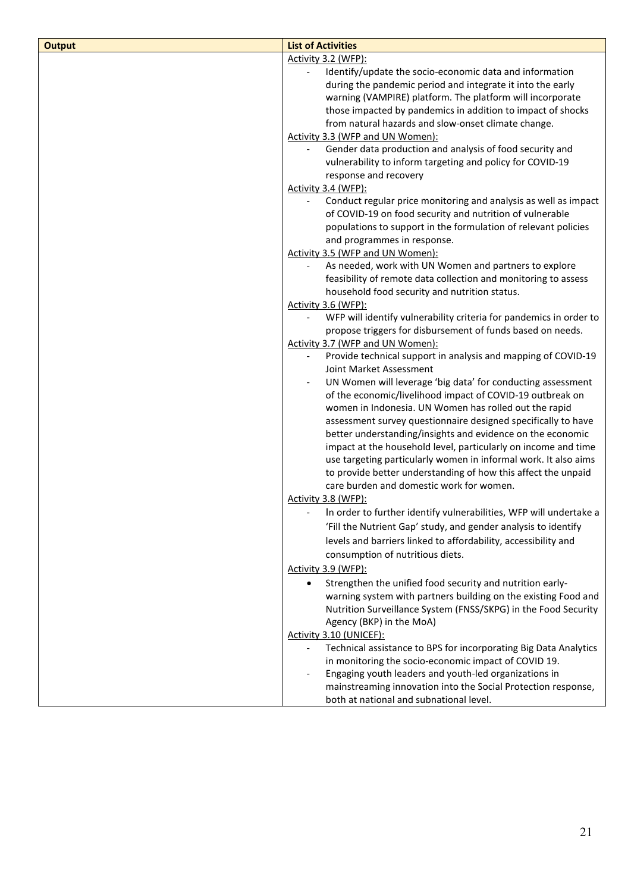| Output | List of Activities |
| --- | --- |
| | Activity 3.2 (WFP):<br>- Identify/update the socio-economic data and information during the pandemic period and integrate it into the early warning (VAMPIRE) platform. The platform will incorporate those impacted by pandemics in addition to impact of shocks from natural hazards and slow-onset climate change.<br>Activity 3.3 (WFP and UN Women):<br>- Gender data production and analysis of food security and vulnerability to inform targeting and policy for COVID-19 response and recovery<br>Activity 3.4 (WFP):<br>- Conduct regular price monitoring and analysis as well as impact of COVID-19 on food security and nutrition of vulnerable populations to support in the formulation of relevant policies and programmes in response.<br>Activity 3.5 (WFP and UN Women):<br>- As needed, work with UN Women and partners to explore feasibility of remote data collection and monitoring to assess household food security and nutrition status.<br>Activity 3.6 (WFP):<br>- WFP will identify vulnerability criteria for pandemics in order to propose triggers for disbursement of funds based on needs.<br>Activity 3.7 (WFP and UN Women):<br>- Provide technical support in analysis and mapping of COVID-19 Joint Market Assessment<br>- UN Women will leverage 'big data' for conducting assessment of the economic/livelihood impact of COVID-19 outbreak on women in Indonesia. UN Women has rolled out the rapid assessment survey questionnaire designed specifically to have better understanding/insights and evidence on the economic impact at the household level, particularly on income and time use targeting particularly women in informal work. It also aims to provide better understanding of how this affect the unpaid care burden and domestic work for women.<br>Activity 3.8 (WFP):<br>- In order to further identify vulnerabilities, WFP will undertake a 'Fill the Nutrient Gap' study, and gender analysis to identify levels and barriers linked to affordability, accessibility and consumption of nutritious diets.<br>Activity 3.9 (WFP):<br>• Strengthen the unified food security and nutrition early-warning system with partners building on the existing Food and Nutrition Surveillance System (FNSS/SKPG) in the Food Security Agency (BKP) in the MoA)<br>Activity 3.10 (UNICEF):<br>- Technical assistance to BPS for incorporating Big Data Analytics in monitoring the socio-economic impact of COVID 19.<br>- Engaging youth leaders and youth-led organizations in mainstreaming innovation into the Social Protection response, both at national and subnational level. |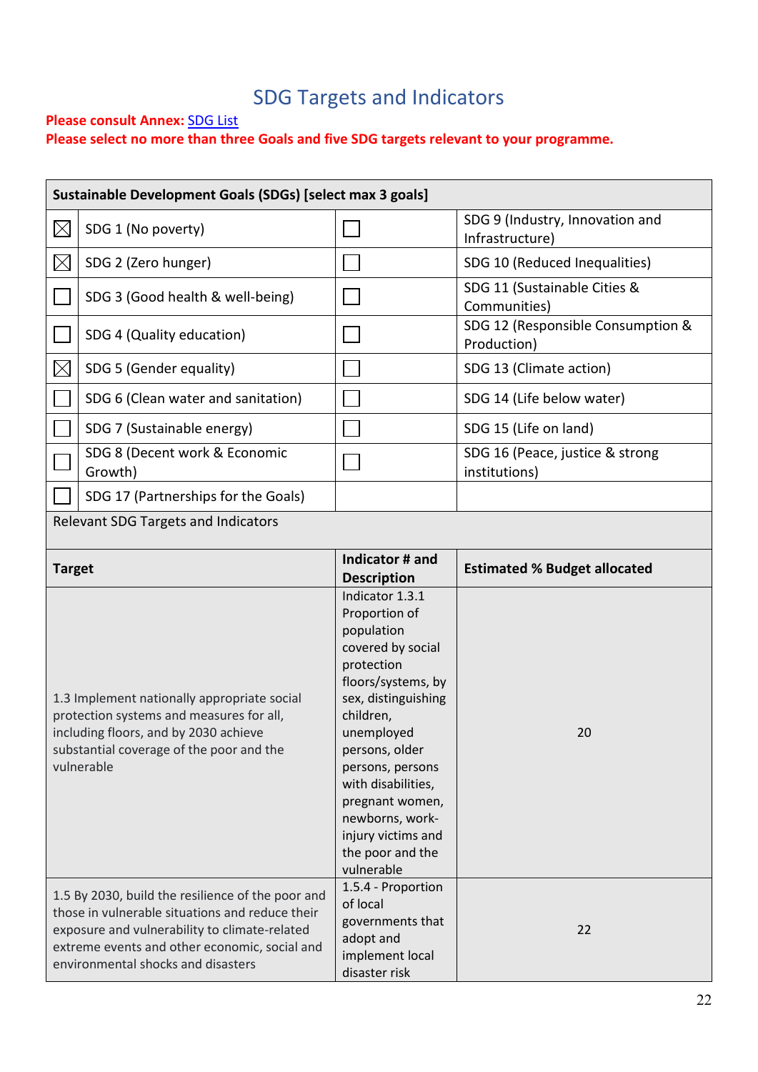## SDG Targets and Indicators

**Please consult Annex: SDG List**
**Please select no more than three Goals and five SDG targets relevant to your programme.**

| **Sustainable Development Goals (SDGs) [select max 3 goals]** | | | |
|---|---|---|---|
| ☒ | SDG 1 (No poverty) | ☐ | SDG 9 (Industry, Innovation and Infrastructure) |
| ☒ | SDG 2 (Zero hunger) | ☐ | SDG 10 (Reduced Inequalities) |
| ☐ | SDG 3 (Good health & well-being) | ☐ | SDG 11 (Sustainable Cities & Communities) |
| ☐ | SDG 4 (Quality education) | ☐ | SDG 12 (Responsible Consumption & Production) |
| ☒ | SDG 5 (Gender equality) | ☐ | SDG 13 (Climate action) |
| ☐ | SDG 6 (Clean water and sanitation) | ☐ | SDG 14 (Life below water) |
| ☐ | SDG 7 (Sustainable energy) | ☐ | SDG 15 (Life on land) |
| ☐ | SDG 8 (Decent work & Economic Growth) | ☐ | SDG 16 (Peace, justice & strong institutions) |
| ☐ | SDG 17 (Partnerships for the Goals) | | |

Relevant SDG Targets and Indicators

| **Target** | **Indicator # and Description** | **Estimated % Budget allocated** |
|---|---|---|
| 1.3 Implement nationally appropriate social protection systems and measures for all, including floors, and by 2030 achieve substantial coverage of the poor and the vulnerable | Indicator 1.3.1 Proportion of population covered by social protection floors/systems, by sex, distinguishing children, unemployed persons, older persons, persons with disabilities, pregnant women, newborns, work-injury victims and the poor and the vulnerable | 20 |
| 1.5 By 2030, build the resilience of the poor and those in vulnerable situations and reduce their exposure and vulnerability to climate-related extreme events and other economic, social and environmental shocks and disasters | 1.5.4 - Proportion of local governments that adopt and implement local disaster risk | 22 |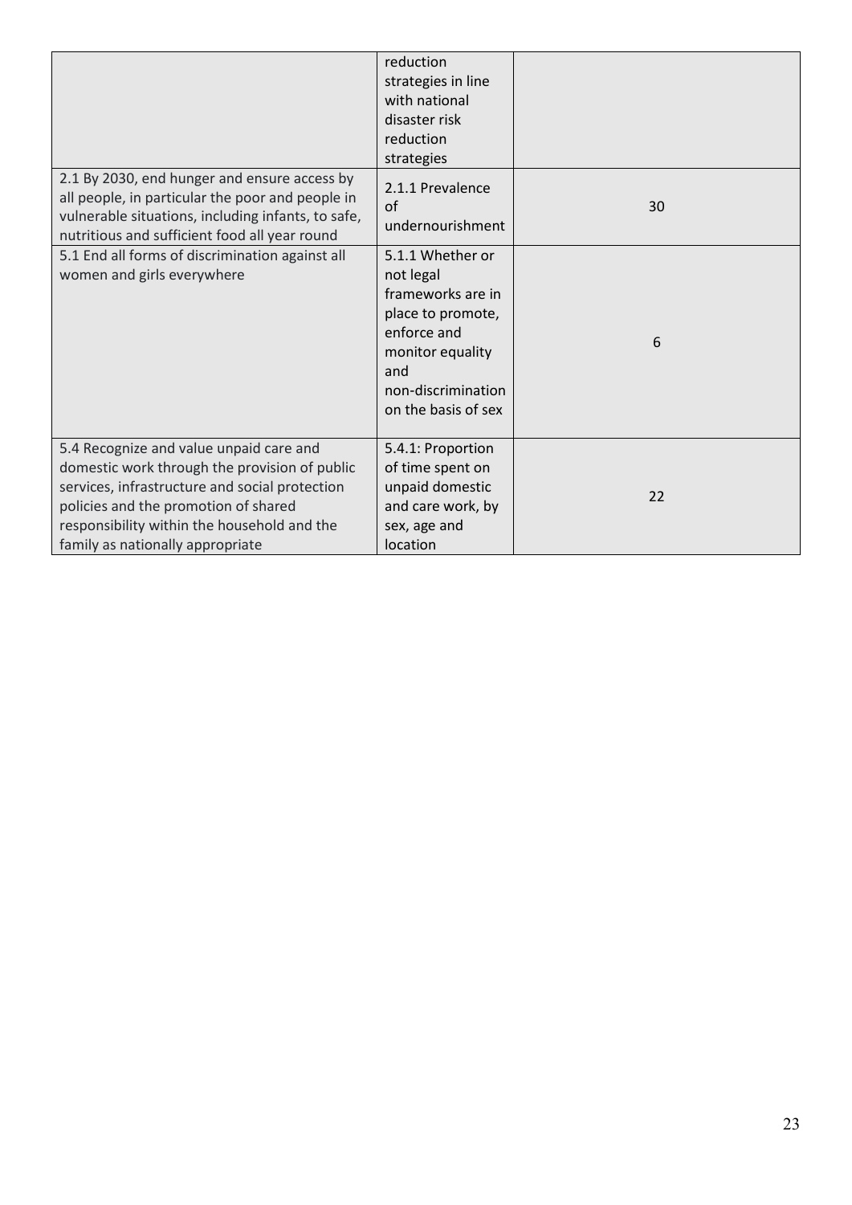|  |  |  |
|---|---|---|
|  | reduction strategies in line with national disaster risk reduction strategies |  |
| 2.1 By 2030, end hunger and ensure access by all people, in particular the poor and people in vulnerable situations, including infants, to safe, nutritious and sufficient food all year round | 2.1.1 Prevalence of undernourishment | 30 |
| 5.1 End all forms of discrimination against all women and girls everywhere | 5.1.1 Whether or not legal frameworks are in place to promote, enforce and monitor equality and non-discrimination on the basis of sex | 6 |
| 5.4 Recognize and value unpaid care and domestic work through the provision of public services, infrastructure and social protection policies and the promotion of shared responsibility within the household and the family as nationally appropriate | 5.4.1: Proportion of time spent on unpaid domestic and care work, by sex, age and location | 22 |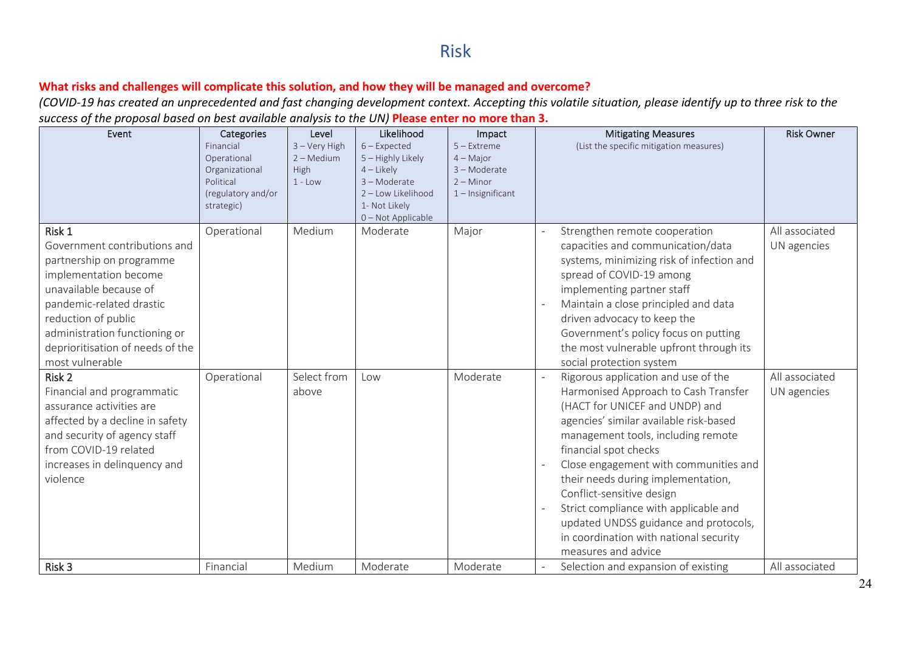# Risk

**What risks and challenges will complicate this solution, and how they will be managed and overcome?**

*(COVID-19 has created an unprecedented and fast changing development context. Accepting this volatile situation, please identify up to three risk to the success of the proposal based on best available analysis to the UN)* **Please enter no more than 3.**

| Event | Categories<br>Financial<br>Operational<br>Organizational<br>Political<br>(regulatory and/or strategic) | Level<br>3 – Very High<br>2 – Medium High<br>1 - Low | Likelihood<br>6 – Expected<br>5 – Highly Likely<br>4 – Likely<br>3 – Moderate<br>2 – Low Likelihood<br>1- Not Likely<br>0 – Not Applicable | Impact<br>5 – Extreme<br>4 – Major<br>3 – Moderate<br>2 – Minor<br>1 – Insignificant | Mitigating Measures<br>(List the specific mitigation measures) | Risk Owner |
|---|---|---|---|---|---|---|
| **Risk 1**<br>Government contributions and partnership on programme implementation become unavailable because of pandemic-related drastic reduction of public administration functioning or deprioritisation of needs of the most vulnerable | Operational | Medium | Moderate | Major | - Strengthen remote cooperation capacities and communication/data systems, minimizing risk of infection and spread of COVID-19 among implementing partner staff<br>- Maintain a close principled and data driven advocacy to keep the Government's policy focus on putting the most vulnerable upfront through its social protection system | All associated UN agencies |
| **Risk 2**<br>Financial and programmatic assurance activities are affected by a decline in safety and security of agency staff from COVID-19 related increases in delinquency and violence | Operational | Select from above | Low | Moderate | - Rigorous application and use of the Harmonised Approach to Cash Transfer (HACT for UNICEF and UNDP) and agencies' similar available risk-based management tools, including remote financial spot checks<br>- Close engagement with communities and their needs during implementation, Conflict-sensitive design<br>- Strict compliance with applicable and updated UNDSS guidance and protocols, in coordination with national security measures and advice | All associated UN agencies |
| **Risk 3** | Financial | Medium | Moderate | Moderate | - Selection and expansion of existing | All associated |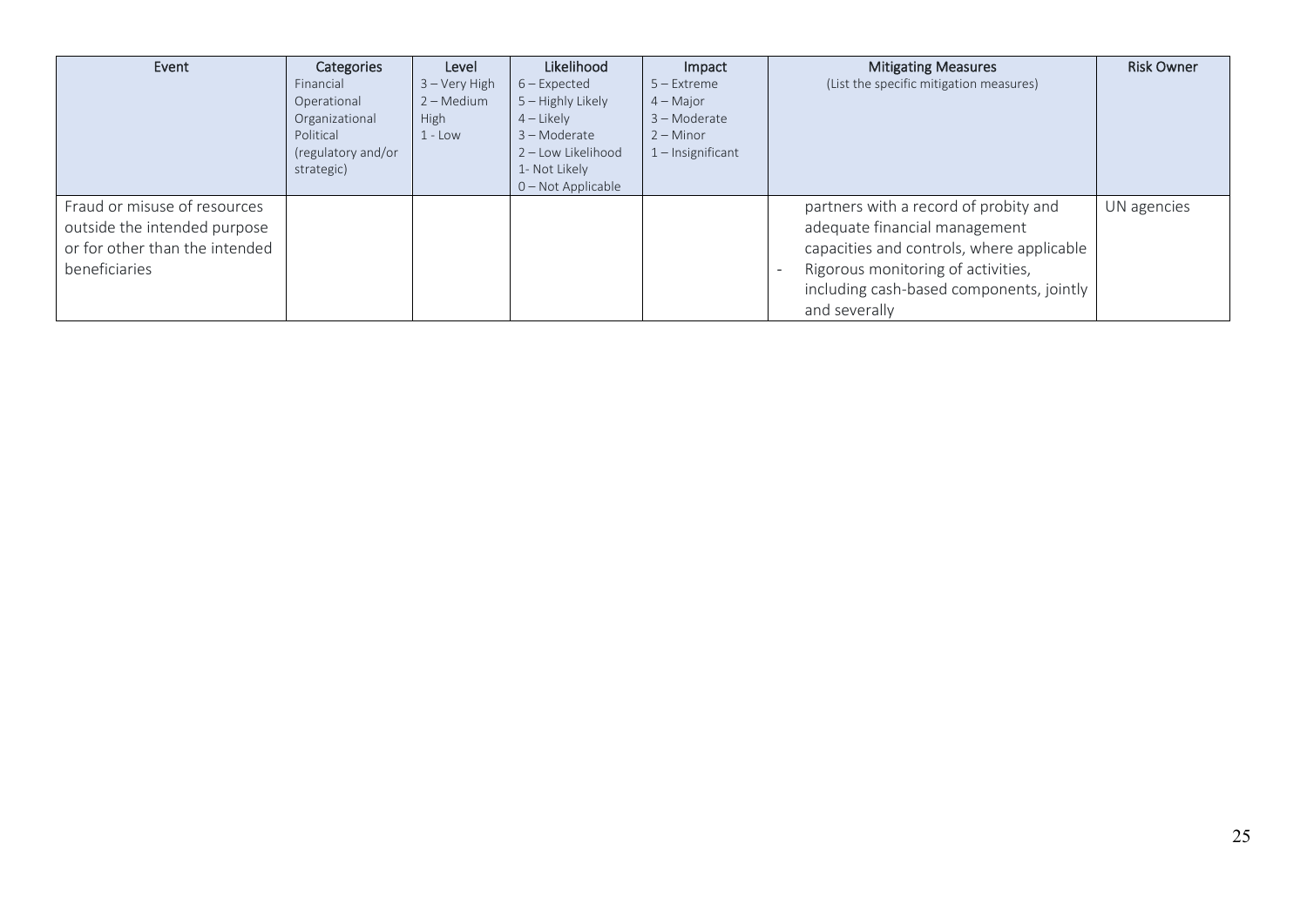| Event | Categories<br>Financial<br>Operational<br>Organizational<br>Political<br>(regulatory and/or strategic) | Level<br>3 – Very High<br>2 – Medium High<br>1 - Low | Likelihood<br>6 – Expected<br>5 – Highly Likely<br>4 – Likely<br>3 – Moderate<br>2 – Low Likelihood<br>1- Not Likely<br>0 – Not Applicable | Impact<br>5 – Extreme<br>4 – Major<br>3 – Moderate<br>2 – Minor<br>1 – Insignificant | Mitigating Measures<br>(List the specific mitigation measures) | Risk Owner |
|---|---|---|---|---|---|---|
| Fraud or misuse of resources outside the intended purpose or for other than the intended beneficiaries | | | | | partners with a record of probity and adequate financial management capacities and controls, where applicable<br>- Rigorous monitoring of activities, including cash-based components, jointly and severally | UN agencies |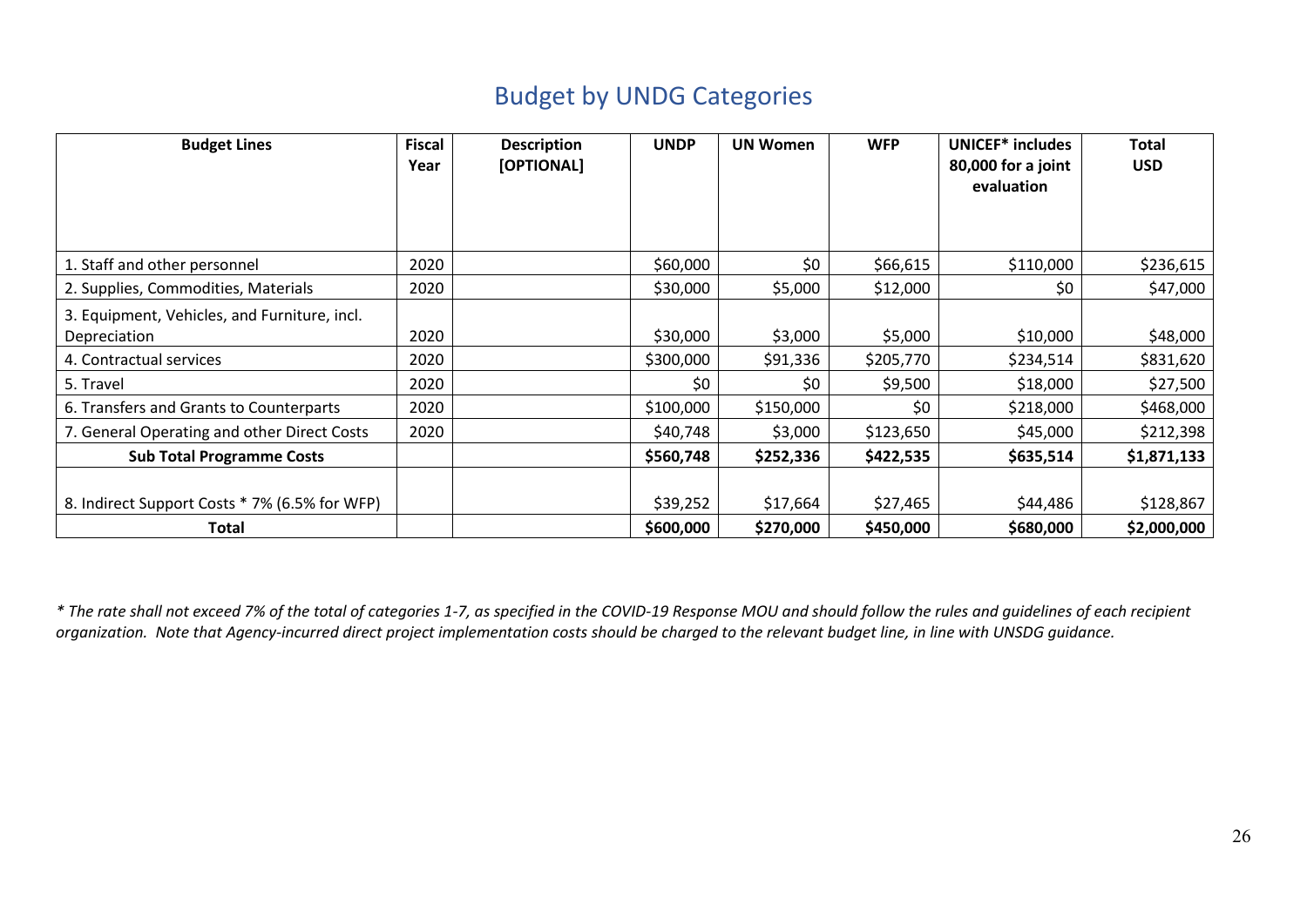## Budget by UNDG Categories

| Budget Lines | Fiscal Year | Description [OPTIONAL] | UNDP | UN Women | WFP | UNICEF* includes 80,000 for a joint evaluation | Total USD |
|---|---|---|---|---|---|---|---|
| 1. Staff and other personnel | 2020 | | $60,000 | $0 | $66,615 | $110,000 | $236,615 |
| 2. Supplies, Commodities, Materials | 2020 | | $30,000 | $5,000 | $12,000 | $0 | $47,000 |
| 3. Equipment, Vehicles, and Furniture, incl. Depreciation | 2020 | | $30,000 | $3,000 | $5,000 | $10,000 | $48,000 |
| 4. Contractual services | 2020 | | $300,000 | $91,336 | $205,770 | $234,514 | $831,620 |
| 5. Travel | 2020 | | $0 | $0 | $9,500 | $18,000 | $27,500 |
| 6. Transfers and Grants to Counterparts | 2020 | | $100,000 | $150,000 | $0 | $218,000 | $468,000 |
| 7. General Operating and other Direct Costs | 2020 | | $40,748 | $3,000 | $123,650 | $45,000 | $212,398 |
| **Sub Total Programme Costs** | | | **$560,748** | **$252,336** | **$422,535** | **$635,514** | **$1,871,133** |
| 8. Indirect Support Costs * 7% (6.5% for WFP) | | | $39,252 | $17,664 | $27,465 | $44,486 | $128,867 |
| **Total** | | | **$600,000** | **$270,000** | **$450,000** | **$680,000** | **$2,000,000** |

*\* The rate shall not exceed 7% of the total of categories 1-7, as specified in the COVID-19 Response MOU and should follow the rules and guidelines of each recipient organization. Note that Agency-incurred direct project implementation costs should be charged to the relevant budget line, in line with UNSDG guidance.*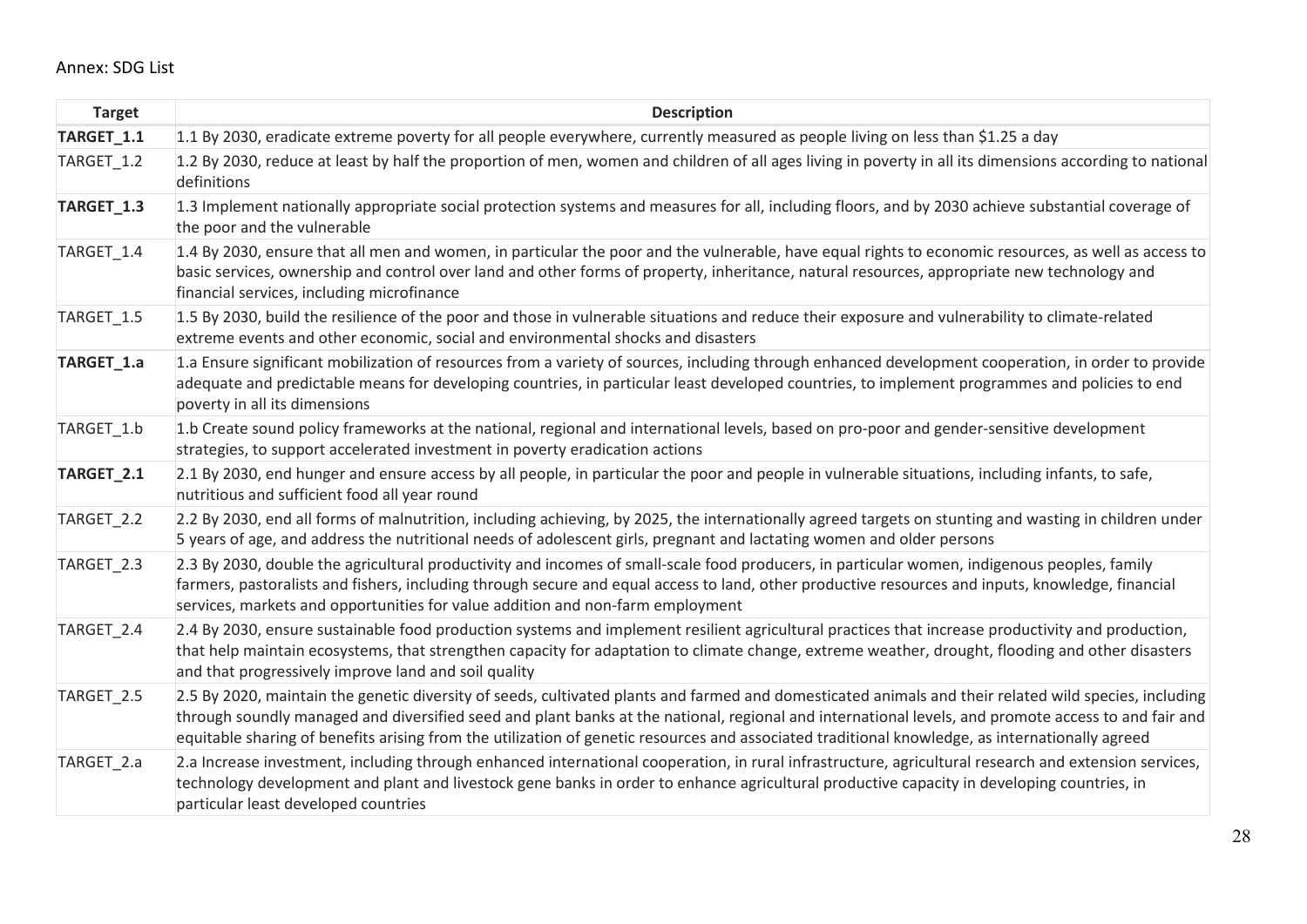Annex: SDG List

| Target | Description |
|---|---|
| **TARGET_1.1** | 1.1 By 2030, eradicate extreme poverty for all people everywhere, currently measured as people living on less than $1.25 a day |
| TARGET_1.2 | 1.2 By 2030, reduce at least by half the proportion of men, women and children of all ages living in poverty in all its dimensions according to national definitions |
| **TARGET_1.3** | 1.3 Implement nationally appropriate social protection systems and measures for all, including floors, and by 2030 achieve substantial coverage of the poor and the vulnerable |
| TARGET_1.4 | 1.4 By 2030, ensure that all men and women, in particular the poor and the vulnerable, have equal rights to economic resources, as well as access to basic services, ownership and control over land and other forms of property, inheritance, natural resources, appropriate new technology and financial services, including microfinance |
| TARGET_1.5 | 1.5 By 2030, build the resilience of the poor and those in vulnerable situations and reduce their exposure and vulnerability to climate-related extreme events and other economic, social and environmental shocks and disasters |
| **TARGET_1.a** | 1.a Ensure significant mobilization of resources from a variety of sources, including through enhanced development cooperation, in order to provide adequate and predictable means for developing countries, in particular least developed countries, to implement programmes and policies to end poverty in all its dimensions |
| TARGET_1.b | 1.b Create sound policy frameworks at the national, regional and international levels, based on pro-poor and gender-sensitive development strategies, to support accelerated investment in poverty eradication actions |
| **TARGET_2.1** | 2.1 By 2030, end hunger and ensure access by all people, in particular the poor and people in vulnerable situations, including infants, to safe, nutritious and sufficient food all year round |
| TARGET_2.2 | 2.2 By 2030, end all forms of malnutrition, including achieving, by 2025, the internationally agreed targets on stunting and wasting in children under 5 years of age, and address the nutritional needs of adolescent girls, pregnant and lactating women and older persons |
| TARGET_2.3 | 2.3 By 2030, double the agricultural productivity and incomes of small-scale food producers, in particular women, indigenous peoples, family farmers, pastoralists and fishers, including through secure and equal access to land, other productive resources and inputs, knowledge, financial services, markets and opportunities for value addition and non-farm employment |
| TARGET_2.4 | 2.4 By 2030, ensure sustainable food production systems and implement resilient agricultural practices that increase productivity and production, that help maintain ecosystems, that strengthen capacity for adaptation to climate change, extreme weather, drought, flooding and other disasters and that progressively improve land and soil quality |
| TARGET_2.5 | 2.5 By 2020, maintain the genetic diversity of seeds, cultivated plants and farmed and domesticated animals and their related wild species, including through soundly managed and diversified seed and plant banks at the national, regional and international levels, and promote access to and fair and equitable sharing of benefits arising from the utilization of genetic resources and associated traditional knowledge, as internationally agreed |
| TARGET_2.a | 2.a Increase investment, including through enhanced international cooperation, in rural infrastructure, agricultural research and extension services, technology development and plant and livestock gene banks in order to enhance agricultural productive capacity in developing countries, in particular least developed countries |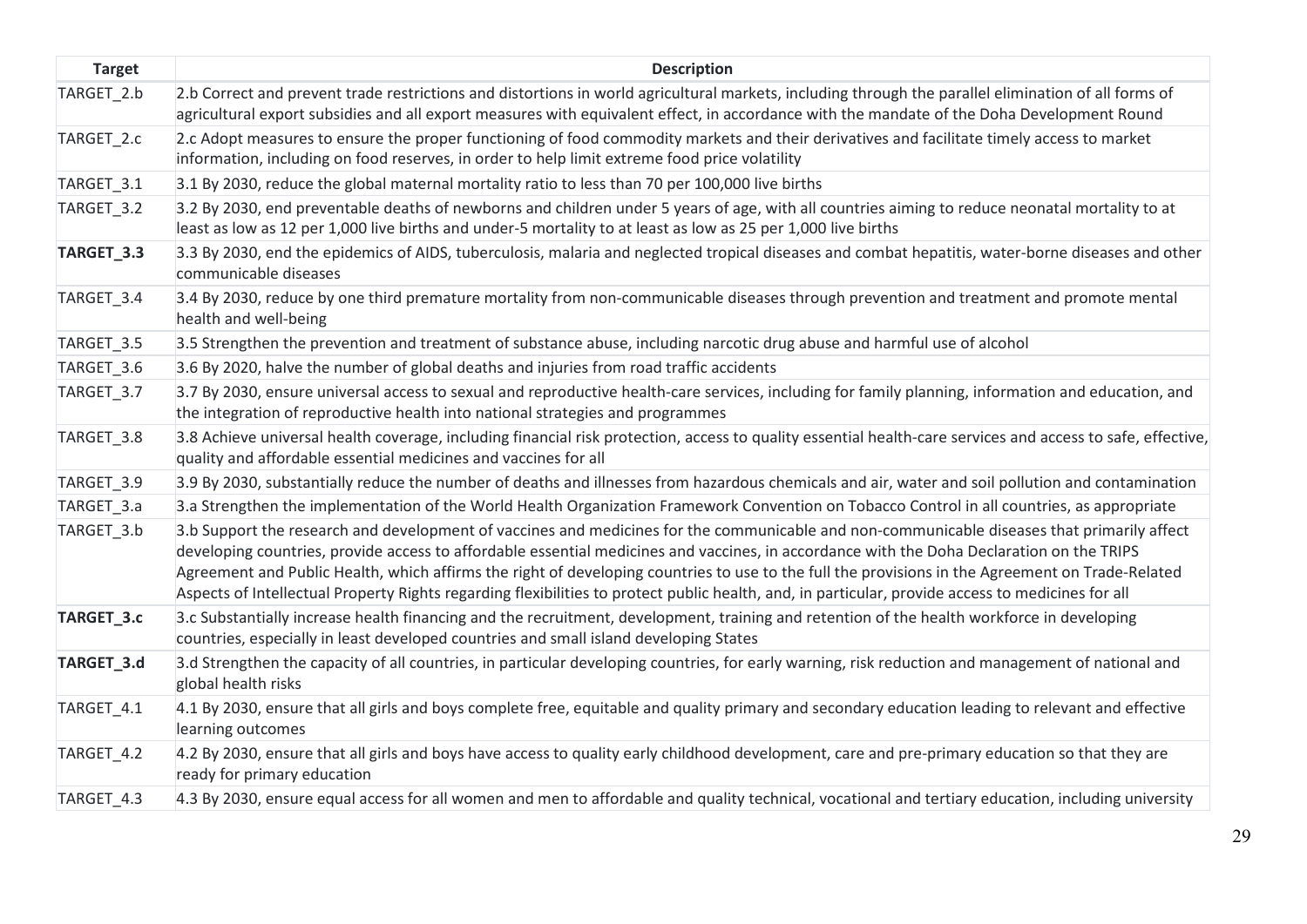| Target | Description |
|---|---|
| TARGET_2.b | 2.b Correct and prevent trade restrictions and distortions in world agricultural markets, including through the parallel elimination of all forms of agricultural export subsidies and all export measures with equivalent effect, in accordance with the mandate of the Doha Development Round |
| TARGET_2.c | 2.c Adopt measures to ensure the proper functioning of food commodity markets and their derivatives and facilitate timely access to market information, including on food reserves, in order to help limit extreme food price volatility |
| TARGET_3.1 | 3.1 By 2030, reduce the global maternal mortality ratio to less than 70 per 100,000 live births |
| TARGET_3.2 | 3.2 By 2030, end preventable deaths of newborns and children under 5 years of age, with all countries aiming to reduce neonatal mortality to at least as low as 12 per 1,000 live births and under-5 mortality to at least as low as 25 per 1,000 live births |
| **TARGET_3.3** | 3.3 By 2030, end the epidemics of AIDS, tuberculosis, malaria and neglected tropical diseases and combat hepatitis, water-borne diseases and other communicable diseases |
| TARGET_3.4 | 3.4 By 2030, reduce by one third premature mortality from non-communicable diseases through prevention and treatment and promote mental health and well-being |
| TARGET_3.5 | 3.5 Strengthen the prevention and treatment of substance abuse, including narcotic drug abuse and harmful use of alcohol |
| TARGET_3.6 | 3.6 By 2020, halve the number of global deaths and injuries from road traffic accidents |
| TARGET_3.7 | 3.7 By 2030, ensure universal access to sexual and reproductive health-care services, including for family planning, information and education, and the integration of reproductive health into national strategies and programmes |
| TARGET_3.8 | 3.8 Achieve universal health coverage, including financial risk protection, access to quality essential health-care services and access to safe, effective, quality and affordable essential medicines and vaccines for all |
| TARGET_3.9 | 3.9 By 2030, substantially reduce the number of deaths and illnesses from hazardous chemicals and air, water and soil pollution and contamination |
| TARGET_3.a | 3.a Strengthen the implementation of the World Health Organization Framework Convention on Tobacco Control in all countries, as appropriate |
| TARGET_3.b | 3.b Support the research and development of vaccines and medicines for the communicable and non-communicable diseases that primarily affect developing countries, provide access to affordable essential medicines and vaccines, in accordance with the Doha Declaration on the TRIPS Agreement and Public Health, which affirms the right of developing countries to use to the full the provisions in the Agreement on Trade-Related Aspects of Intellectual Property Rights regarding flexibilities to protect public health, and, in particular, provide access to medicines for all |
| **TARGET_3.c** | 3.c Substantially increase health financing and the recruitment, development, training and retention of the health workforce in developing countries, especially in least developed countries and small island developing States |
| **TARGET_3.d** | 3.d Strengthen the capacity of all countries, in particular developing countries, for early warning, risk reduction and management of national and global health risks |
| TARGET_4.1 | 4.1 By 2030, ensure that all girls and boys complete free, equitable and quality primary and secondary education leading to relevant and effective learning outcomes |
| TARGET_4.2 | 4.2 By 2030, ensure that all girls and boys have access to quality early childhood development, care and pre-primary education so that they are ready for primary education |
| TARGET_4.3 | 4.3 By 2030, ensure equal access for all women and men to affordable and quality technical, vocational and tertiary education, including university |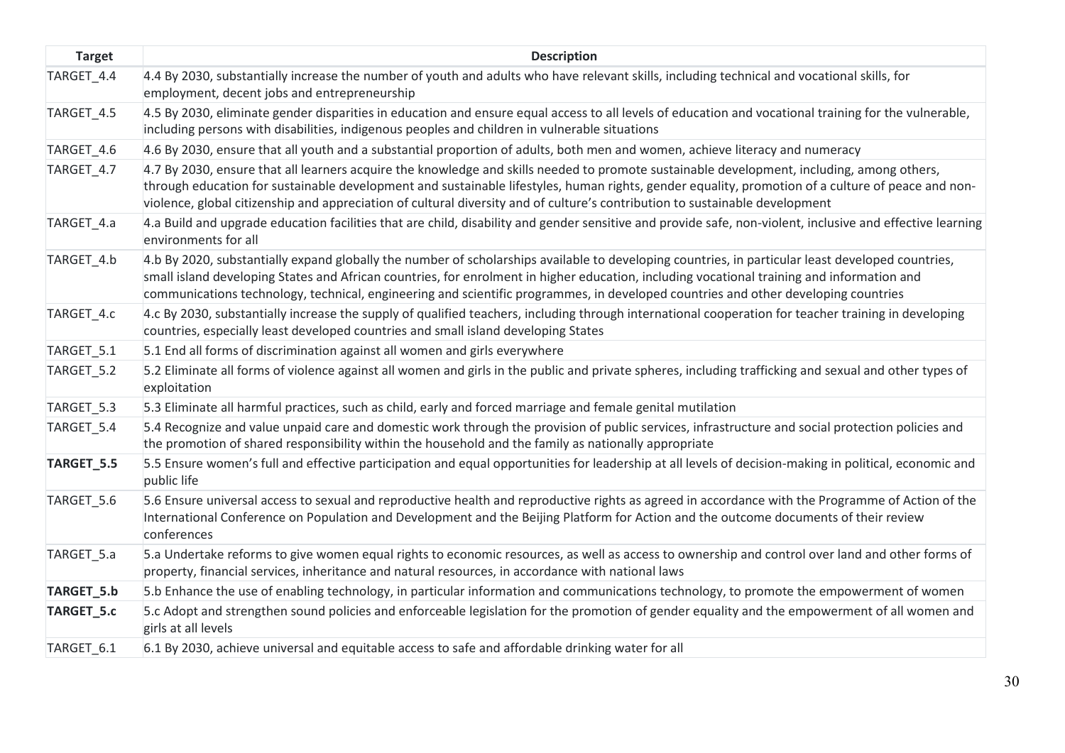| Target | Description |
|---|---|
| TARGET_4.4 | 4.4 By 2030, substantially increase the number of youth and adults who have relevant skills, including technical and vocational skills, for employment, decent jobs and entrepreneurship |
| TARGET_4.5 | 4.5 By 2030, eliminate gender disparities in education and ensure equal access to all levels of education and vocational training for the vulnerable, including persons with disabilities, indigenous peoples and children in vulnerable situations |
| TARGET_4.6 | 4.6 By 2030, ensure that all youth and a substantial proportion of adults, both men and women, achieve literacy and numeracy |
| TARGET_4.7 | 4.7 By 2030, ensure that all learners acquire the knowledge and skills needed to promote sustainable development, including, among others, through education for sustainable development and sustainable lifestyles, human rights, gender equality, promotion of a culture of peace and non-violence, global citizenship and appreciation of cultural diversity and of culture's contribution to sustainable development |
| TARGET_4.a | 4.a Build and upgrade education facilities that are child, disability and gender sensitive and provide safe, non-violent, inclusive and effective learning environments for all |
| TARGET_4.b | 4.b By 2020, substantially expand globally the number of scholarships available to developing countries, in particular least developed countries, small island developing States and African countries, for enrolment in higher education, including vocational training and information and communications technology, technical, engineering and scientific programmes, in developed countries and other developing countries |
| TARGET_4.c | 4.c By 2030, substantially increase the supply of qualified teachers, including through international cooperation for teacher training in developing countries, especially least developed countries and small island developing States |
| TARGET_5.1 | 5.1 End all forms of discrimination against all women and girls everywhere |
| TARGET_5.2 | 5.2 Eliminate all forms of violence against all women and girls in the public and private spheres, including trafficking and sexual and other types of exploitation |
| TARGET_5.3 | 5.3 Eliminate all harmful practices, such as child, early and forced marriage and female genital mutilation |
| TARGET_5.4 | 5.4 Recognize and value unpaid care and domestic work through the provision of public services, infrastructure and social protection policies and the promotion of shared responsibility within the household and the family as nationally appropriate |
| **TARGET_5.5** | 5.5 Ensure women's full and effective participation and equal opportunities for leadership at all levels of decision-making in political, economic and public life |
| TARGET_5.6 | 5.6 Ensure universal access to sexual and reproductive health and reproductive rights as agreed in accordance with the Programme of Action of the International Conference on Population and Development and the Beijing Platform for Action and the outcome documents of their review conferences |
| TARGET_5.a | 5.a Undertake reforms to give women equal rights to economic resources, as well as access to ownership and control over land and other forms of property, financial services, inheritance and natural resources, in accordance with national laws |
| **TARGET_5.b** | 5.b Enhance the use of enabling technology, in particular information and communications technology, to promote the empowerment of women |
| **TARGET_5.c** | 5.c Adopt and strengthen sound policies and enforceable legislation for the promotion of gender equality and the empowerment of all women and girls at all levels |
| TARGET_6.1 | 6.1 By 2030, achieve universal and equitable access to safe and affordable drinking water for all |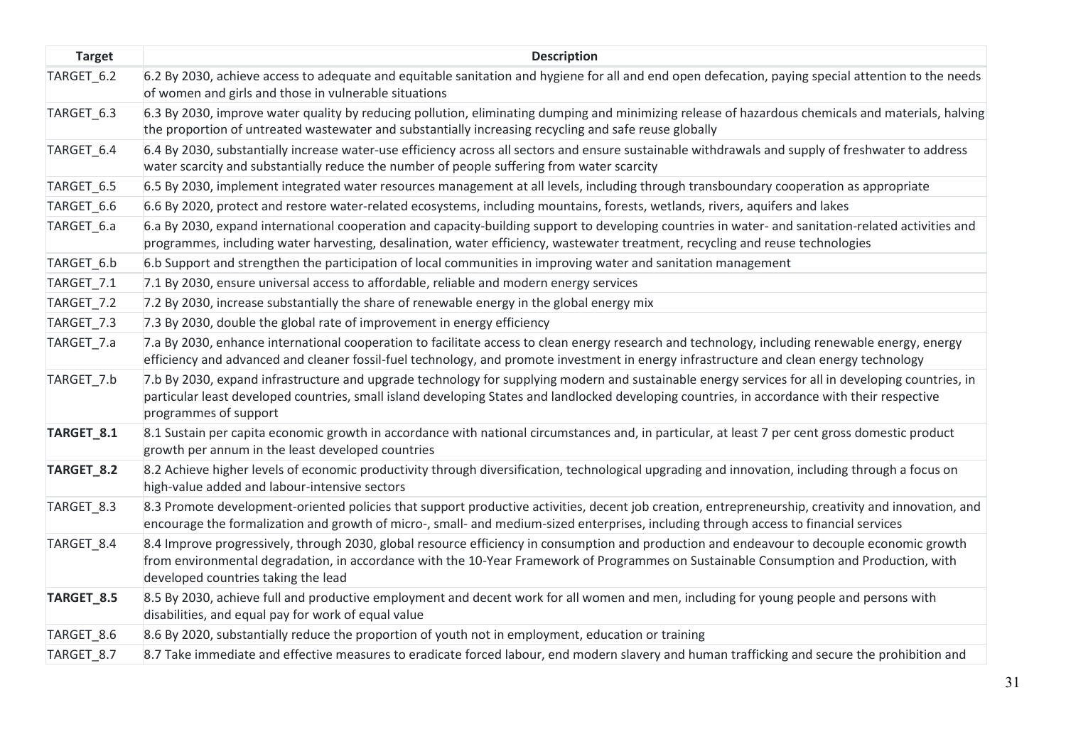| Target | Description |
|---|---|
| TARGET_6.2 | 6.2 By 2030, achieve access to adequate and equitable sanitation and hygiene for all and end open defecation, paying special attention to the needs of women and girls and those in vulnerable situations |
| TARGET_6.3 | 6.3 By 2030, improve water quality by reducing pollution, eliminating dumping and minimizing release of hazardous chemicals and materials, halving the proportion of untreated wastewater and substantially increasing recycling and safe reuse globally |
| TARGET_6.4 | 6.4 By 2030, substantially increase water-use efficiency across all sectors and ensure sustainable withdrawals and supply of freshwater to address water scarcity and substantially reduce the number of people suffering from water scarcity |
| TARGET_6.5 | 6.5 By 2030, implement integrated water resources management at all levels, including through transboundary cooperation as appropriate |
| TARGET_6.6 | 6.6 By 2020, protect and restore water-related ecosystems, including mountains, forests, wetlands, rivers, aquifers and lakes |
| TARGET_6.a | 6.a By 2030, expand international cooperation and capacity-building support to developing countries in water- and sanitation-related activities and programmes, including water harvesting, desalination, water efficiency, wastewater treatment, recycling and reuse technologies |
| TARGET_6.b | 6.b Support and strengthen the participation of local communities in improving water and sanitation management |
| TARGET_7.1 | 7.1 By 2030, ensure universal access to affordable, reliable and modern energy services |
| TARGET_7.2 | 7.2 By 2030, increase substantially the share of renewable energy in the global energy mix |
| TARGET_7.3 | 7.3 By 2030, double the global rate of improvement in energy efficiency |
| TARGET_7.a | 7.a By 2030, enhance international cooperation to facilitate access to clean energy research and technology, including renewable energy, energy efficiency and advanced and cleaner fossil-fuel technology, and promote investment in energy infrastructure and clean energy technology |
| TARGET_7.b | 7.b By 2030, expand infrastructure and upgrade technology for supplying modern and sustainable energy services for all in developing countries, in particular least developed countries, small island developing States and landlocked developing countries, in accordance with their respective programmes of support |
| **TARGET_8.1** | 8.1 Sustain per capita economic growth in accordance with national circumstances and, in particular, at least 7 per cent gross domestic product growth per annum in the least developed countries |
| **TARGET_8.2** | 8.2 Achieve higher levels of economic productivity through diversification, technological upgrading and innovation, including through a focus on high-value added and labour-intensive sectors |
| TARGET_8.3 | 8.3 Promote development-oriented policies that support productive activities, decent job creation, entrepreneurship, creativity and innovation, and encourage the formalization and growth of micro-, small- and medium-sized enterprises, including through access to financial services |
| TARGET_8.4 | 8.4 Improve progressively, through 2030, global resource efficiency in consumption and production and endeavour to decouple economic growth from environmental degradation, in accordance with the 10-Year Framework of Programmes on Sustainable Consumption and Production, with developed countries taking the lead |
| **TARGET_8.5** | 8.5 By 2030, achieve full and productive employment and decent work for all women and men, including for young people and persons with disabilities, and equal pay for work of equal value |
| TARGET_8.6 | 8.6 By 2020, substantially reduce the proportion of youth not in employment, education or training |
| TARGET_8.7 | 8.7 Take immediate and effective measures to eradicate forced labour, end modern slavery and human trafficking and secure the prohibition and |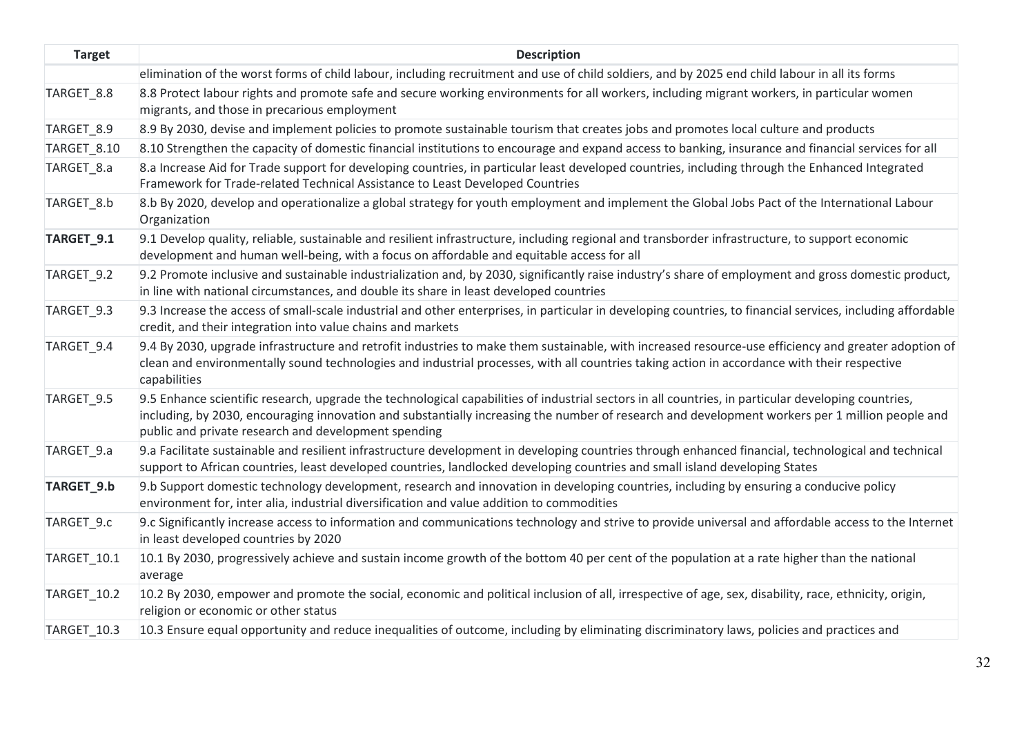| Target | Description |
|---|---|
| | elimination of the worst forms of child labour, including recruitment and use of child soldiers, and by 2025 end child labour in all its forms |
| TARGET_8.8 | 8.8 Protect labour rights and promote safe and secure working environments for all workers, including migrant workers, in particular women migrants, and those in precarious employment |
| TARGET_8.9 | 8.9 By 2030, devise and implement policies to promote sustainable tourism that creates jobs and promotes local culture and products |
| TARGET_8.10 | 8.10 Strengthen the capacity of domestic financial institutions to encourage and expand access to banking, insurance and financial services for all |
| TARGET_8.a | 8.a Increase Aid for Trade support for developing countries, in particular least developed countries, including through the Enhanced Integrated Framework for Trade-related Technical Assistance to Least Developed Countries |
| TARGET_8.b | 8.b By 2020, develop and operationalize a global strategy for youth employment and implement the Global Jobs Pact of the International Labour Organization |
| **TARGET_9.1** | 9.1 Develop quality, reliable, sustainable and resilient infrastructure, including regional and transborder infrastructure, to support economic development and human well-being, with a focus on affordable and equitable access for all |
| TARGET_9.2 | 9.2 Promote inclusive and sustainable industrialization and, by 2030, significantly raise industry's share of employment and gross domestic product, in line with national circumstances, and double its share in least developed countries |
| TARGET_9.3 | 9.3 Increase the access of small-scale industrial and other enterprises, in particular in developing countries, to financial services, including affordable credit, and their integration into value chains and markets |
| TARGET_9.4 | 9.4 By 2030, upgrade infrastructure and retrofit industries to make them sustainable, with increased resource-use efficiency and greater adoption of clean and environmentally sound technologies and industrial processes, with all countries taking action in accordance with their respective capabilities |
| TARGET_9.5 | 9.5 Enhance scientific research, upgrade the technological capabilities of industrial sectors in all countries, in particular developing countries, including, by 2030, encouraging innovation and substantially increasing the number of research and development workers per 1 million people and public and private research and development spending |
| TARGET_9.a | 9.a Facilitate sustainable and resilient infrastructure development in developing countries through enhanced financial, technological and technical support to African countries, least developed countries, landlocked developing countries and small island developing States |
| **TARGET_9.b** | 9.b Support domestic technology development, research and innovation in developing countries, including by ensuring a conducive policy environment for, inter alia, industrial diversification and value addition to commodities |
| TARGET_9.c | 9.c Significantly increase access to information and communications technology and strive to provide universal and affordable access to the Internet in least developed countries by 2020 |
| TARGET_10.1 | 10.1 By 2030, progressively achieve and sustain income growth of the bottom 40 per cent of the population at a rate higher than the national average |
| TARGET_10.2 | 10.2 By 2030, empower and promote the social, economic and political inclusion of all, irrespective of age, sex, disability, race, ethnicity, origin, religion or economic or other status |
| TARGET_10.3 | 10.3 Ensure equal opportunity and reduce inequalities of outcome, including by eliminating discriminatory laws, policies and practices and |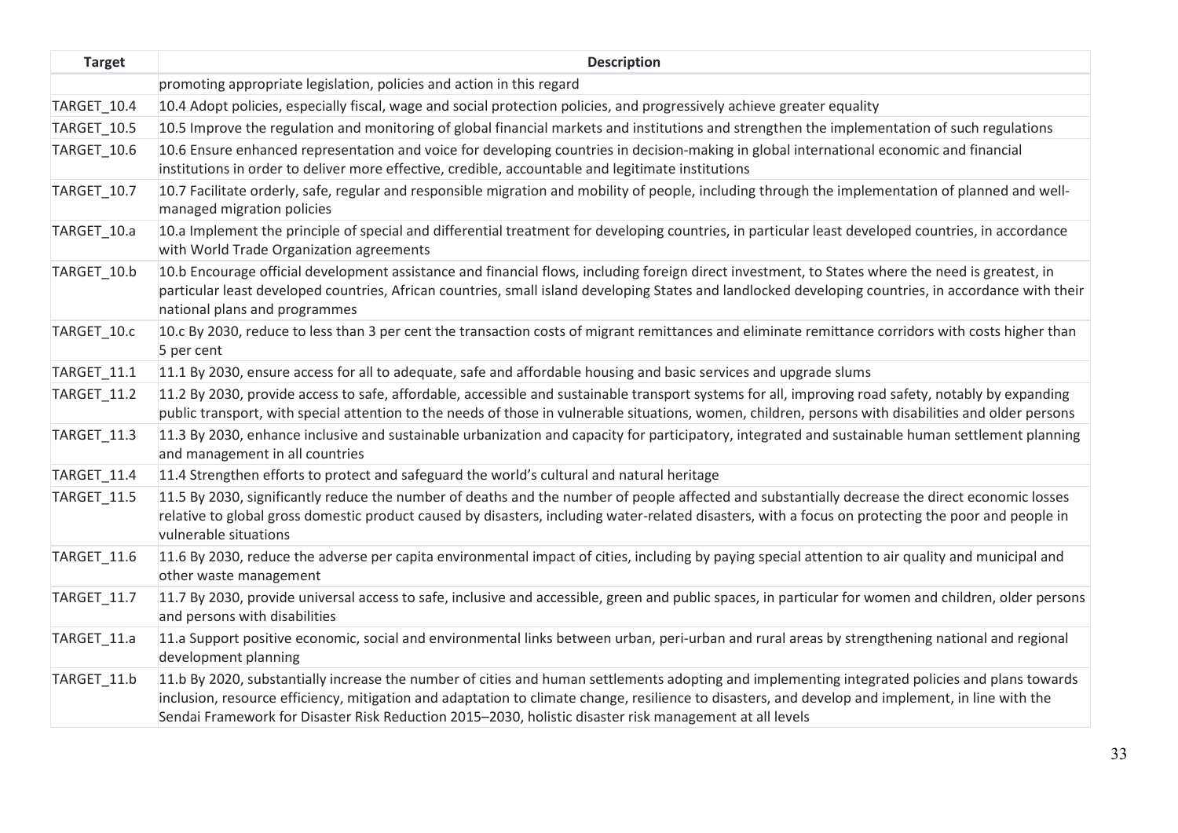| Target | Description |
| --- | --- |
| | promoting appropriate legislation, policies and action in this regard |
| TARGET_10.4 | 10.4 Adopt policies, especially fiscal, wage and social protection policies, and progressively achieve greater equality |
| TARGET_10.5 | 10.5 Improve the regulation and monitoring of global financial markets and institutions and strengthen the implementation of such regulations |
| TARGET_10.6 | 10.6 Ensure enhanced representation and voice for developing countries in decision-making in global international economic and financial institutions in order to deliver more effective, credible, accountable and legitimate institutions |
| TARGET_10.7 | 10.7 Facilitate orderly, safe, regular and responsible migration and mobility of people, including through the implementation of planned and well-managed migration policies |
| TARGET_10.a | 10.a Implement the principle of special and differential treatment for developing countries, in particular least developed countries, in accordance with World Trade Organization agreements |
| TARGET_10.b | 10.b Encourage official development assistance and financial flows, including foreign direct investment, to States where the need is greatest, in particular least developed countries, African countries, small island developing States and landlocked developing countries, in accordance with their national plans and programmes |
| TARGET_10.c | 10.c By 2030, reduce to less than 3 per cent the transaction costs of migrant remittances and eliminate remittance corridors with costs higher than 5 per cent |
| TARGET_11.1 | 11.1 By 2030, ensure access for all to adequate, safe and affordable housing and basic services and upgrade slums |
| TARGET_11.2 | 11.2 By 2030, provide access to safe, affordable, accessible and sustainable transport systems for all, improving road safety, notably by expanding public transport, with special attention to the needs of those in vulnerable situations, women, children, persons with disabilities and older persons |
| TARGET_11.3 | 11.3 By 2030, enhance inclusive and sustainable urbanization and capacity for participatory, integrated and sustainable human settlement planning and management in all countries |
| TARGET_11.4 | 11.4 Strengthen efforts to protect and safeguard the world's cultural and natural heritage |
| TARGET_11.5 | 11.5 By 2030, significantly reduce the number of deaths and the number of people affected and substantially decrease the direct economic losses relative to global gross domestic product caused by disasters, including water-related disasters, with a focus on protecting the poor and people in vulnerable situations |
| TARGET_11.6 | 11.6 By 2030, reduce the adverse per capita environmental impact of cities, including by paying special attention to air quality and municipal and other waste management |
| TARGET_11.7 | 11.7 By 2030, provide universal access to safe, inclusive and accessible, green and public spaces, in particular for women and children, older persons and persons with disabilities |
| TARGET_11.a | 11.a Support positive economic, social and environmental links between urban, peri-urban and rural areas by strengthening national and regional development planning |
| TARGET_11.b | 11.b By 2020, substantially increase the number of cities and human settlements adopting and implementing integrated policies and plans towards inclusion, resource efficiency, mitigation and adaptation to climate change, resilience to disasters, and develop and implement, in line with the Sendai Framework for Disaster Risk Reduction 2015–2030, holistic disaster risk management at all levels |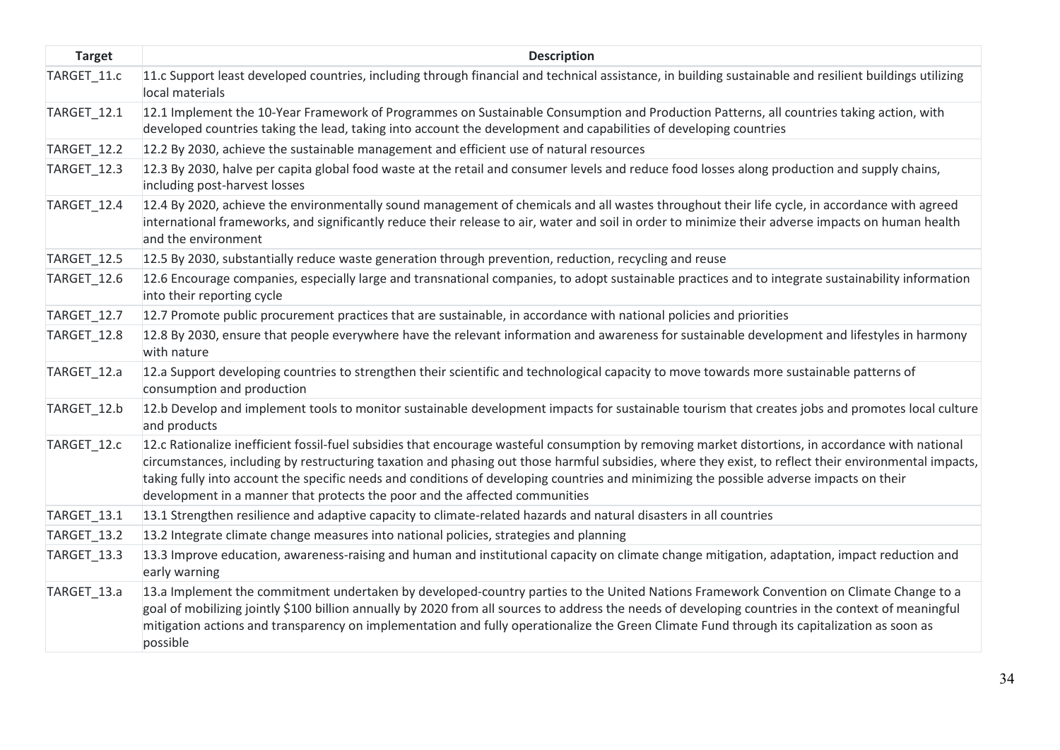| Target | Description |
|---|---|
| TARGET_11.c | 11.c Support least developed countries, including through financial and technical assistance, in building sustainable and resilient buildings utilizing local materials |
| TARGET_12.1 | 12.1 Implement the 10-Year Framework of Programmes on Sustainable Consumption and Production Patterns, all countries taking action, with developed countries taking the lead, taking into account the development and capabilities of developing countries |
| TARGET_12.2 | 12.2 By 2030, achieve the sustainable management and efficient use of natural resources |
| TARGET_12.3 | 12.3 By 2030, halve per capita global food waste at the retail and consumer levels and reduce food losses along production and supply chains, including post-harvest losses |
| TARGET_12.4 | 12.4 By 2020, achieve the environmentally sound management of chemicals and all wastes throughout their life cycle, in accordance with agreed international frameworks, and significantly reduce their release to air, water and soil in order to minimize their adverse impacts on human health and the environment |
| TARGET_12.5 | 12.5 By 2030, substantially reduce waste generation through prevention, reduction, recycling and reuse |
| TARGET_12.6 | 12.6 Encourage companies, especially large and transnational companies, to adopt sustainable practices and to integrate sustainability information into their reporting cycle |
| TARGET_12.7 | 12.7 Promote public procurement practices that are sustainable, in accordance with national policies and priorities |
| TARGET_12.8 | 12.8 By 2030, ensure that people everywhere have the relevant information and awareness for sustainable development and lifestyles in harmony with nature |
| TARGET_12.a | 12.a Support developing countries to strengthen their scientific and technological capacity to move towards more sustainable patterns of consumption and production |
| TARGET_12.b | 12.b Develop and implement tools to monitor sustainable development impacts for sustainable tourism that creates jobs and promotes local culture and products |
| TARGET_12.c | 12.c Rationalize inefficient fossil-fuel subsidies that encourage wasteful consumption by removing market distortions, in accordance with national circumstances, including by restructuring taxation and phasing out those harmful subsidies, where they exist, to reflect their environmental impacts, taking fully into account the specific needs and conditions of developing countries and minimizing the possible adverse impacts on their development in a manner that protects the poor and the affected communities |
| TARGET_13.1 | 13.1 Strengthen resilience and adaptive capacity to climate-related hazards and natural disasters in all countries |
| TARGET_13.2 | 13.2 Integrate climate change measures into national policies, strategies and planning |
| TARGET_13.3 | 13.3 Improve education, awareness-raising and human and institutional capacity on climate change mitigation, adaptation, impact reduction and early warning |
| TARGET_13.a | 13.a Implement the commitment undertaken by developed-country parties to the United Nations Framework Convention on Climate Change to a goal of mobilizing jointly $100 billion annually by 2020 from all sources to address the needs of developing countries in the context of meaningful mitigation actions and transparency on implementation and fully operationalize the Green Climate Fund through its capitalization as soon as possible |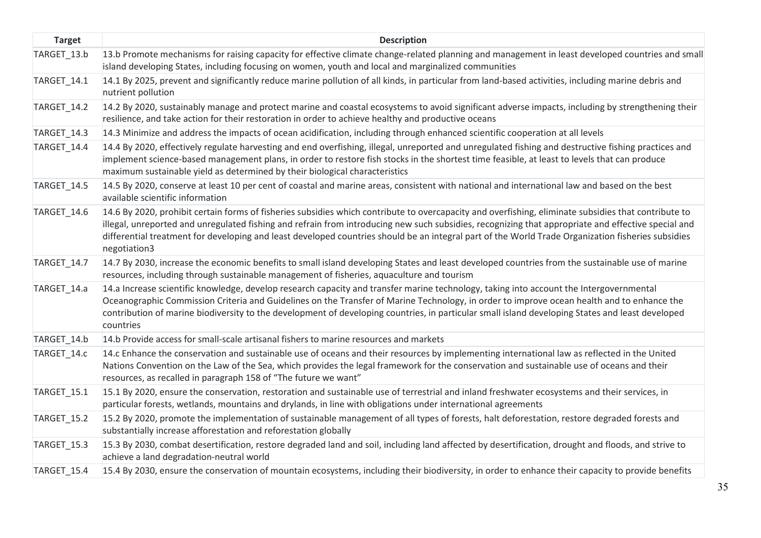| Target | Description |
| --- | --- |
| TARGET_13.b | 13.b Promote mechanisms for raising capacity for effective climate change-related planning and management in least developed countries and small island developing States, including focusing on women, youth and local and marginalized communities |
| TARGET_14.1 | 14.1 By 2025, prevent and significantly reduce marine pollution of all kinds, in particular from land-based activities, including marine debris and nutrient pollution |
| TARGET_14.2 | 14.2 By 2020, sustainably manage and protect marine and coastal ecosystems to avoid significant adverse impacts, including by strengthening their resilience, and take action for their restoration in order to achieve healthy and productive oceans |
| TARGET_14.3 | 14.3 Minimize and address the impacts of ocean acidification, including through enhanced scientific cooperation at all levels |
| TARGET_14.4 | 14.4 By 2020, effectively regulate harvesting and end overfishing, illegal, unreported and unregulated fishing and destructive fishing practices and implement science-based management plans, in order to restore fish stocks in the shortest time feasible, at least to levels that can produce maximum sustainable yield as determined by their biological characteristics |
| TARGET_14.5 | 14.5 By 2020, conserve at least 10 per cent of coastal and marine areas, consistent with national and international law and based on the best available scientific information |
| TARGET_14.6 | 14.6 By 2020, prohibit certain forms of fisheries subsidies which contribute to overcapacity and overfishing, eliminate subsidies that contribute to illegal, unreported and unregulated fishing and refrain from introducing new such subsidies, recognizing that appropriate and effective special and differential treatment for developing and least developed countries should be an integral part of the World Trade Organization fisheries subsidies negotiation3 |
| TARGET_14.7 | 14.7 By 2030, increase the economic benefits to small island developing States and least developed countries from the sustainable use of marine resources, including through sustainable management of fisheries, aquaculture and tourism |
| TARGET_14.a | 14.a Increase scientific knowledge, develop research capacity and transfer marine technology, taking into account the Intergovernmental Oceanographic Commission Criteria and Guidelines on the Transfer of Marine Technology, in order to improve ocean health and to enhance the contribution of marine biodiversity to the development of developing countries, in particular small island developing States and least developed countries |
| TARGET_14.b | 14.b Provide access for small-scale artisanal fishers to marine resources and markets |
| TARGET_14.c | 14.c Enhance the conservation and sustainable use of oceans and their resources by implementing international law as reflected in the United Nations Convention on the Law of the Sea, which provides the legal framework for the conservation and sustainable use of oceans and their resources, as recalled in paragraph 158 of "The future we want" |
| TARGET_15.1 | 15.1 By 2020, ensure the conservation, restoration and sustainable use of terrestrial and inland freshwater ecosystems and their services, in particular forests, wetlands, mountains and drylands, in line with obligations under international agreements |
| TARGET_15.2 | 15.2 By 2020, promote the implementation of sustainable management of all types of forests, halt deforestation, restore degraded forests and substantially increase afforestation and reforestation globally |
| TARGET_15.3 | 15.3 By 2030, combat desertification, restore degraded land and soil, including land affected by desertification, drought and floods, and strive to achieve a land degradation-neutral world |
| TARGET_15.4 | 15.4 By 2030, ensure the conservation of mountain ecosystems, including their biodiversity, in order to enhance their capacity to provide benefits |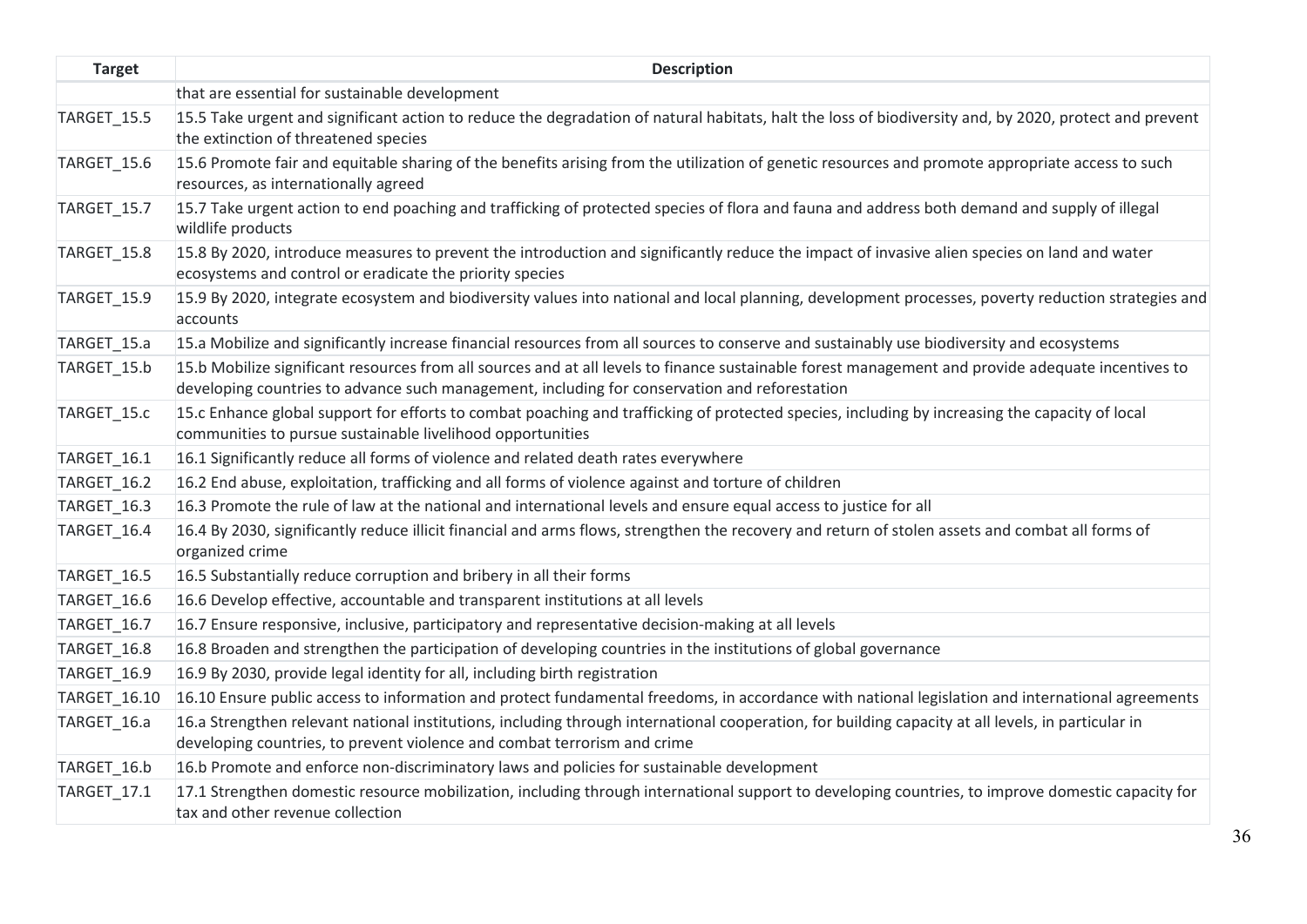| Target | Description |
|---|---|
| | that are essential for sustainable development |
| TARGET_15.5 | 15.5 Take urgent and significant action to reduce the degradation of natural habitats, halt the loss of biodiversity and, by 2020, protect and prevent the extinction of threatened species |
| TARGET_15.6 | 15.6 Promote fair and equitable sharing of the benefits arising from the utilization of genetic resources and promote appropriate access to such resources, as internationally agreed |
| TARGET_15.7 | 15.7 Take urgent action to end poaching and trafficking of protected species of flora and fauna and address both demand and supply of illegal wildlife products |
| TARGET_15.8 | 15.8 By 2020, introduce measures to prevent the introduction and significantly reduce the impact of invasive alien species on land and water ecosystems and control or eradicate the priority species |
| TARGET_15.9 | 15.9 By 2020, integrate ecosystem and biodiversity values into national and local planning, development processes, poverty reduction strategies and accounts |
| TARGET_15.a | 15.a Mobilize and significantly increase financial resources from all sources to conserve and sustainably use biodiversity and ecosystems |
| TARGET_15.b | 15.b Mobilize significant resources from all sources and at all levels to finance sustainable forest management and provide adequate incentives to developing countries to advance such management, including for conservation and reforestation |
| TARGET_15.c | 15.c Enhance global support for efforts to combat poaching and trafficking of protected species, including by increasing the capacity of local communities to pursue sustainable livelihood opportunities |
| TARGET_16.1 | 16.1 Significantly reduce all forms of violence and related death rates everywhere |
| TARGET_16.2 | 16.2 End abuse, exploitation, trafficking and all forms of violence against and torture of children |
| TARGET_16.3 | 16.3 Promote the rule of law at the national and international levels and ensure equal access to justice for all |
| TARGET_16.4 | 16.4 By 2030, significantly reduce illicit financial and arms flows, strengthen the recovery and return of stolen assets and combat all forms of organized crime |
| TARGET_16.5 | 16.5 Substantially reduce corruption and bribery in all their forms |
| TARGET_16.6 | 16.6 Develop effective, accountable and transparent institutions at all levels |
| TARGET_16.7 | 16.7 Ensure responsive, inclusive, participatory and representative decision-making at all levels |
| TARGET_16.8 | 16.8 Broaden and strengthen the participation of developing countries in the institutions of global governance |
| TARGET_16.9 | 16.9 By 2030, provide legal identity for all, including birth registration |
| TARGET_16.10 | 16.10 Ensure public access to information and protect fundamental freedoms, in accordance with national legislation and international agreements |
| TARGET_16.a | 16.a Strengthen relevant national institutions, including through international cooperation, for building capacity at all levels, in particular in developing countries, to prevent violence and combat terrorism and crime |
| TARGET_16.b | 16.b Promote and enforce non-discriminatory laws and policies for sustainable development |
| TARGET_17.1 | 17.1 Strengthen domestic resource mobilization, including through international support to developing countries, to improve domestic capacity for tax and other revenue collection |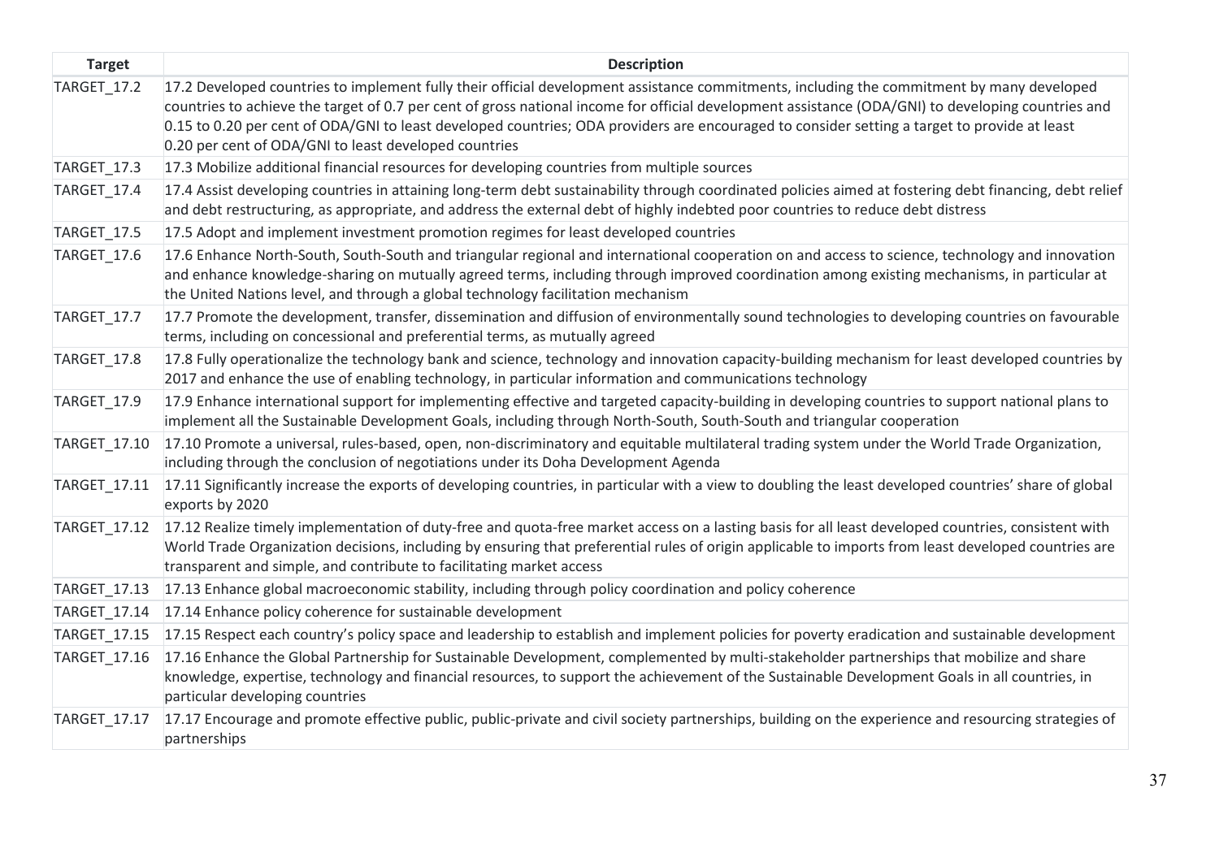| Target | Description |
|---|---|
| TARGET_17.2 | 17.2 Developed countries to implement fully their official development assistance commitments, including the commitment by many developed countries to achieve the target of 0.7 per cent of gross national income for official development assistance (ODA/GNI) to developing countries and 0.15 to 0.20 per cent of ODA/GNI to least developed countries; ODA providers are encouraged to consider setting a target to provide at least 0.20 per cent of ODA/GNI to least developed countries |
| TARGET_17.3 | 17.3 Mobilize additional financial resources for developing countries from multiple sources |
| TARGET_17.4 | 17.4 Assist developing countries in attaining long-term debt sustainability through coordinated policies aimed at fostering debt financing, debt relief and debt restructuring, as appropriate, and address the external debt of highly indebted poor countries to reduce debt distress |
| TARGET_17.5 | 17.5 Adopt and implement investment promotion regimes for least developed countries |
| TARGET_17.6 | 17.6 Enhance North-South, South-South and triangular regional and international cooperation on and access to science, technology and innovation and enhance knowledge-sharing on mutually agreed terms, including through improved coordination among existing mechanisms, in particular at the United Nations level, and through a global technology facilitation mechanism |
| TARGET_17.7 | 17.7 Promote the development, transfer, dissemination and diffusion of environmentally sound technologies to developing countries on favourable terms, including on concessional and preferential terms, as mutually agreed |
| TARGET_17.8 | 17.8 Fully operationalize the technology bank and science, technology and innovation capacity-building mechanism for least developed countries by 2017 and enhance the use of enabling technology, in particular information and communications technology |
| TARGET_17.9 | 17.9 Enhance international support for implementing effective and targeted capacity-building in developing countries to support national plans to implement all the Sustainable Development Goals, including through North-South, South-South and triangular cooperation |
| TARGET_17.10 | 17.10 Promote a universal, rules-based, open, non-discriminatory and equitable multilateral trading system under the World Trade Organization, including through the conclusion of negotiations under its Doha Development Agenda |
| TARGET_17.11 | 17.11 Significantly increase the exports of developing countries, in particular with a view to doubling the least developed countries' share of global exports by 2020 |
| TARGET_17.12 | 17.12 Realize timely implementation of duty-free and quota-free market access on a lasting basis for all least developed countries, consistent with World Trade Organization decisions, including by ensuring that preferential rules of origin applicable to imports from least developed countries are transparent and simple, and contribute to facilitating market access |
| TARGET_17.13 | 17.13 Enhance global macroeconomic stability, including through policy coordination and policy coherence |
| TARGET_17.14 | 17.14 Enhance policy coherence for sustainable development |
| TARGET_17.15 | 17.15 Respect each country's policy space and leadership to establish and implement policies for poverty eradication and sustainable development |
| TARGET_17.16 | 17.16 Enhance the Global Partnership for Sustainable Development, complemented by multi-stakeholder partnerships that mobilize and share knowledge, expertise, technology and financial resources, to support the achievement of the Sustainable Development Goals in all countries, in particular developing countries |
| TARGET_17.17 | 17.17 Encourage and promote effective public, public-private and civil society partnerships, building on the experience and resourcing strategies of partnerships |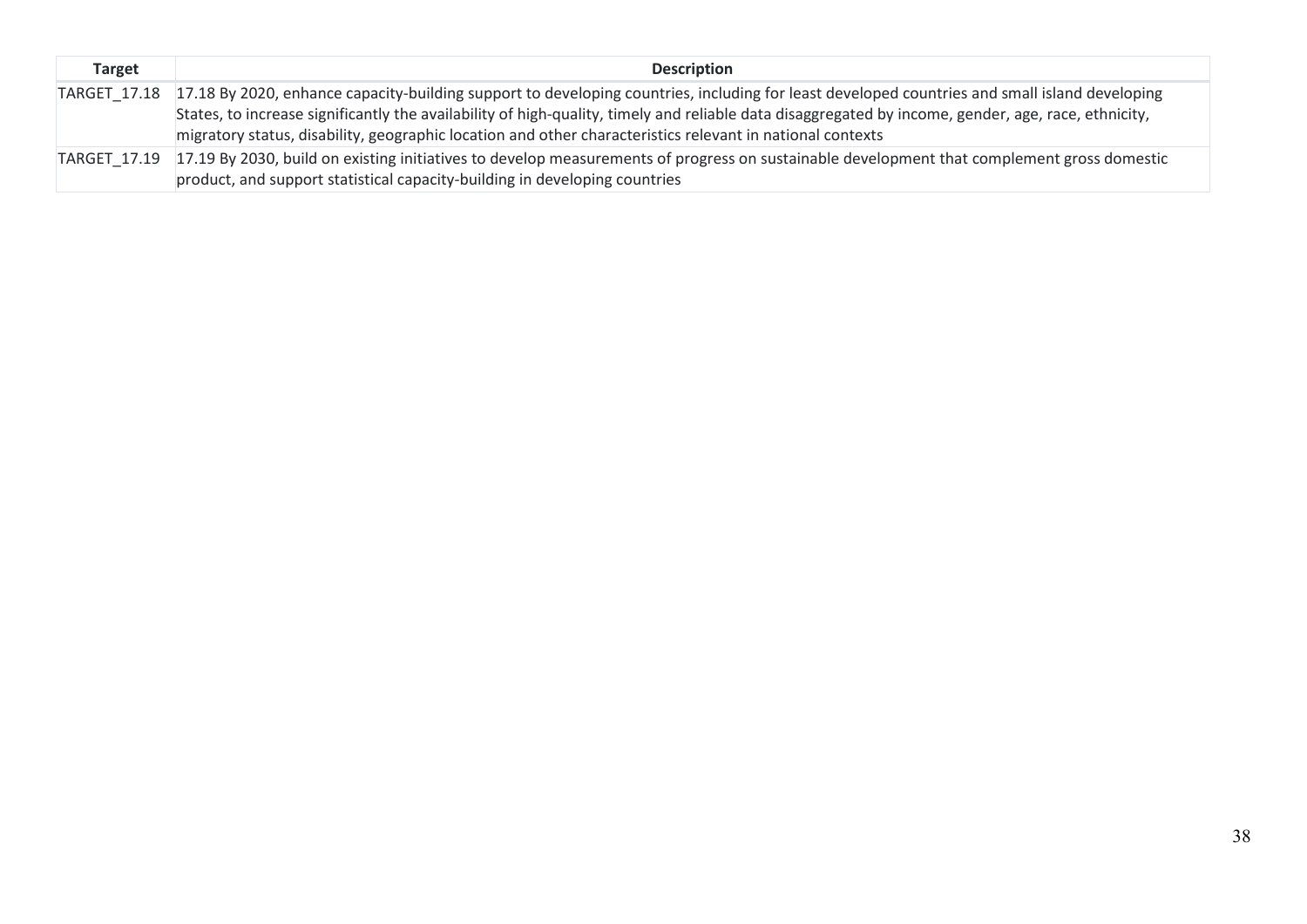| Target | Description |
| --- | --- |
| TARGET_17.18 | 17.18 By 2020, enhance capacity-building support to developing countries, including for least developed countries and small island developing States, to increase significantly the availability of high-quality, timely and reliable data disaggregated by income, gender, age, race, ethnicity, migratory status, disability, geographic location and other characteristics relevant in national contexts |
| TARGET_17.19 | 17.19 By 2030, build on existing initiatives to develop measurements of progress on sustainable development that complement gross domestic product, and support statistical capacity-building in developing countries |